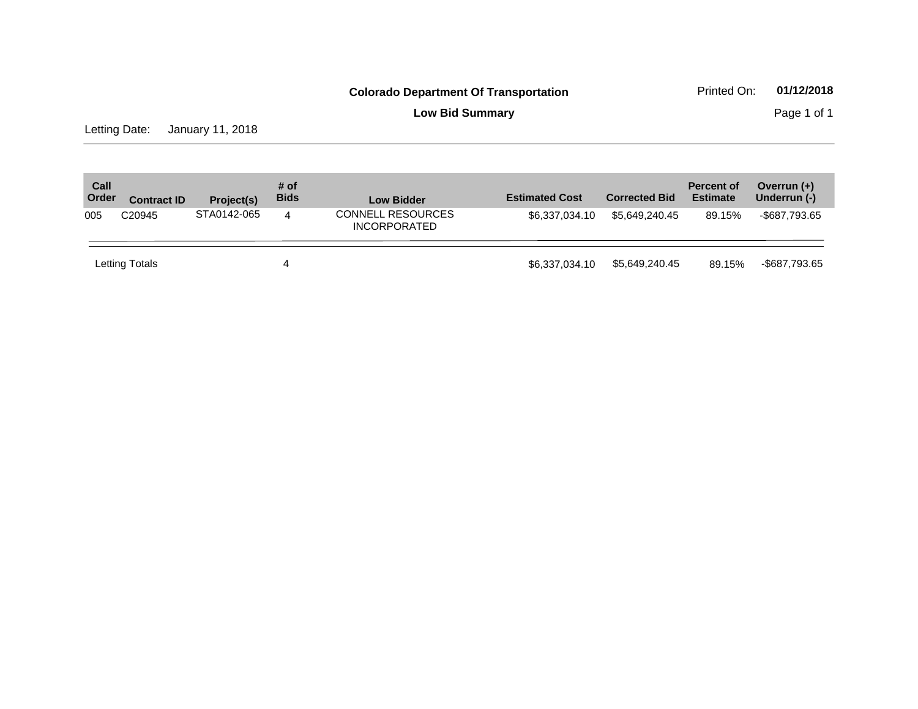**Colorado Department Of Transportation**

Printed On: **01/12/2018**

**Low Bid Summary**

Letting Date: January 11, 2018

| Call Order | Contract ID | Project(s) | # of Bids | Low Bidder | Estimated Cost | Corrected Bid | Percent of Estimate | Overrun (+) Underrun (-) |
|---|---|---|---|---|---|---|---|---|
| 005 | C20945 | STA0142-065 | 4 | CONNELL RESOURCES INCORPORATED | $6,337,034.10 | $5,649,240.45 | 89.15% | -$687,793.65 |
| Letting Totals | | | 4 | | $6,337,034.10 | $5,649,240.45 | 89.15% | -$687,793.65 |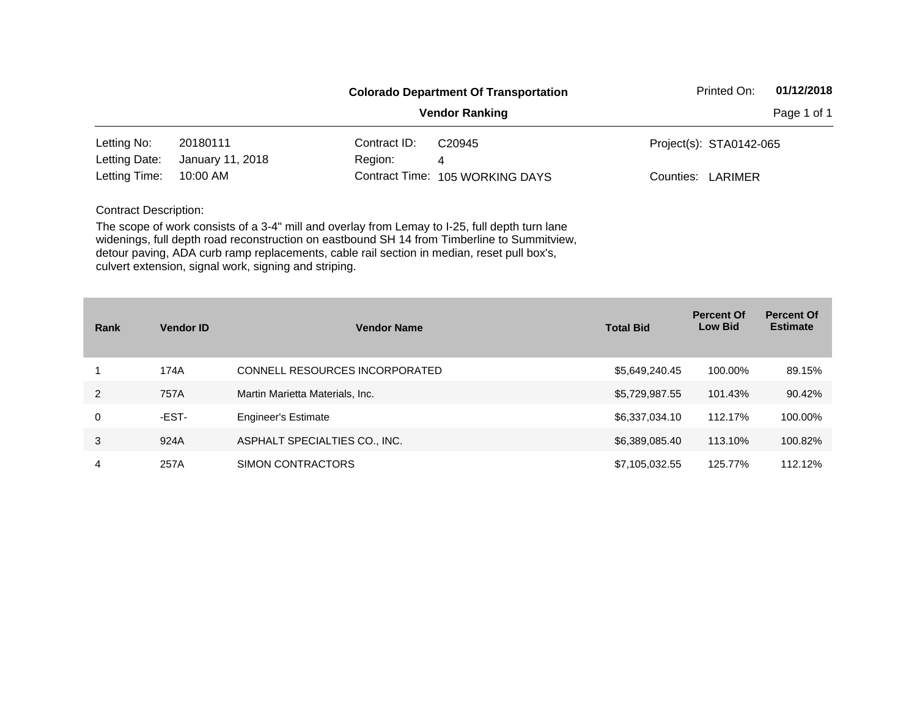**Colorado Department Of Transportation**

**Vendor Ranking**

Printed On: **01/12/2018**

| | | | | | |
|---|---|---|---|---|---|
| Letting No: | 20180111 | Contract ID: | C20945 | Project(s): | STA0142-065 |
| Letting Date: | January 11, 2018 | Region: | 4 | | |
| Letting Time: | 10:00 AM | Contract Time: | 105 WORKING DAYS | Counties: | LARIMER |

Contract Description:

The scope of work consists of a 3-4" mill and overlay from Lemay to I-25, full depth turn lane widenings, full depth road reconstruction on eastbound SH 14 from Timberline to Summitview, detour paving, ADA curb ramp replacements, cable rail section in median, reset pull box's, culvert extension, signal work, signing and striping.

| Rank | Vendor ID | Vendor Name | Total Bid | Percent Of Low Bid | Percent Of Estimate |
|---|---|---|---|---|---|
| 1 | 174A | CONNELL RESOURCES INCORPORATED | $5,649,240.45 | 100.00% | 89.15% |
| 2 | 757A | Martin Marietta Materials, Inc. | $5,729,987.55 | 101.43% | 90.42% |
| 0 | -EST- | Engineer's Estimate | $6,337,034.10 | 112.17% | 100.00% |
| 3 | 924A | ASPHALT SPECIALTIES CO., INC. | $6,389,085.40 | 113.10% | 100.82% |
| 4 | 257A | SIMON CONTRACTORS | $7,105,032.55 | 125.77% | 112.12% |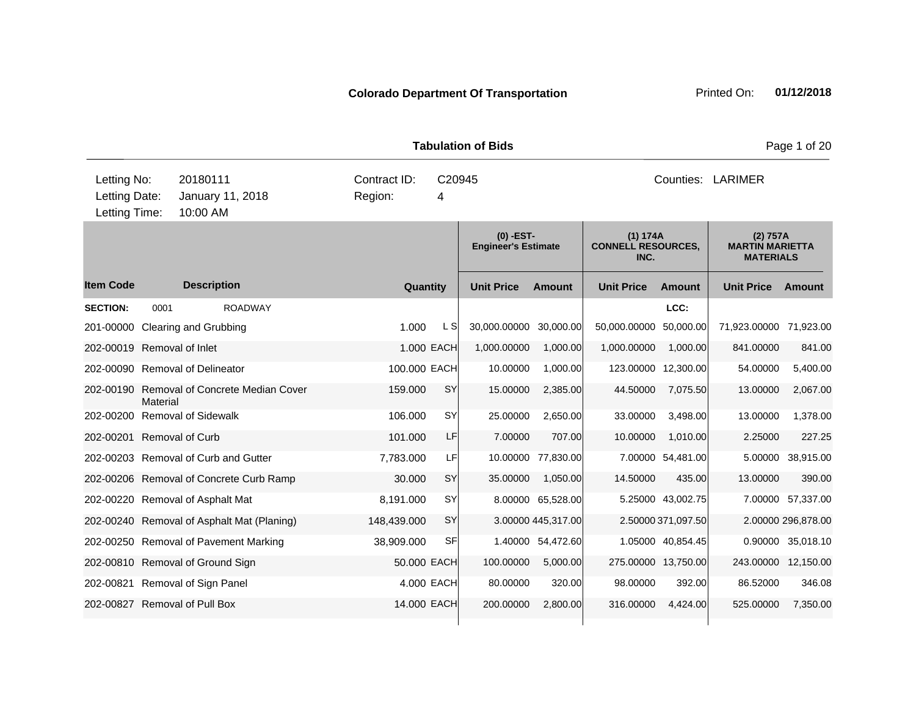**Colorado Department Of Transportation**

Printed On: **01/12/2018**

**Tabulation of Bids**

| Letting No: | 20180111 | Contract ID: | C20945 | Counties: | LARIMER |
|---|---|---|---|---|---|
| Letting Date: | January 11, 2018 | Region: | 4 | | |
| Letting Time: | 10:00 AM | | | | |

| | | | | (0) -EST- Engineer's Estimate | | (1) 174A CONNELL RESOURCES, INC. | | (2) 757A MARTIN MARIETTA MATERIALS | |
|---|---|---|---|---|---|---|---|---|---|
| **Item Code** | **Description** | **Quantity** | | **Unit Price** | **Amount** | **Unit Price** | **Amount** | **Unit Price** | **Amount** |
| **SECTION:** | 0001 ROADWAY | | | | | | LCC: | | |
| 201-00000 | Clearing and Grubbing | 1.000 | L S | 30,000.00000 | 30,000.00 | 50,000.00000 | 50,000.00 | 71,923.00000 | 71,923.00 |
| 202-00019 | Removal of Inlet | 1.000 | EACH | 1,000.00000 | 1,000.00 | 1,000.00000 | 1,000.00 | 841.00000 | 841.00 |
| 202-00090 | Removal of Delineator | 100.000 | EACH | 10.00000 | 1,000.00 | 123.00000 | 12,300.00 | 54.00000 | 5,400.00 |
| 202-00190 | Removal of Concrete Median Cover Material | 159.000 | SY | 15.00000 | 2,385.00 | 44.50000 | 7,075.50 | 13.00000 | 2,067.00 |
| 202-00200 | Removal of Sidewalk | 106.000 | SY | 25.00000 | 2,650.00 | 33.00000 | 3,498.00 | 13.00000 | 1,378.00 |
| 202-00201 | Removal of Curb | 101.000 | LF | 7.00000 | 707.00 | 10.00000 | 1,010.00 | 2.25000 | 227.25 |
| 202-00203 | Removal of Curb and Gutter | 7,783.000 | LF | 10.00000 | 77,830.00 | 7.00000 | 54,481.00 | 5.00000 | 38,915.00 |
| 202-00206 | Removal of Concrete Curb Ramp | 30.000 | SY | 35.00000 | 1,050.00 | 14.50000 | 435.00 | 13.00000 | 390.00 |
| 202-00220 | Removal of Asphalt Mat | 8,191.000 | SY | 8.00000 | 65,528.00 | 5.25000 | 43,002.75 | 7.00000 | 57,337.00 |
| 202-00240 | Removal of Asphalt Mat (Planing) | 148,439.000 | SY | 3.00000 | 445,317.00 | 2.50000 | 371,097.50 | 2.00000 | 296,878.00 |
| 202-00250 | Removal of Pavement Marking | 38,909.000 | SF | 1.40000 | 54,472.60 | 1.05000 | 40,854.45 | 0.90000 | 35,018.10 |
| 202-00810 | Removal of Ground Sign | 50.000 | EACH | 100.00000 | 5,000.00 | 275.00000 | 13,750.00 | 243.00000 | 12,150.00 |
| 202-00821 | Removal of Sign Panel | 4.000 | EACH | 80.00000 | 320.00 | 98.00000 | 392.00 | 86.52000 | 346.08 |
| 202-00827 | Removal of Pull Box | 14.000 | EACH | 200.00000 | 2,800.00 | 316.00000 | 4,424.00 | 525.00000 | 7,350.00 |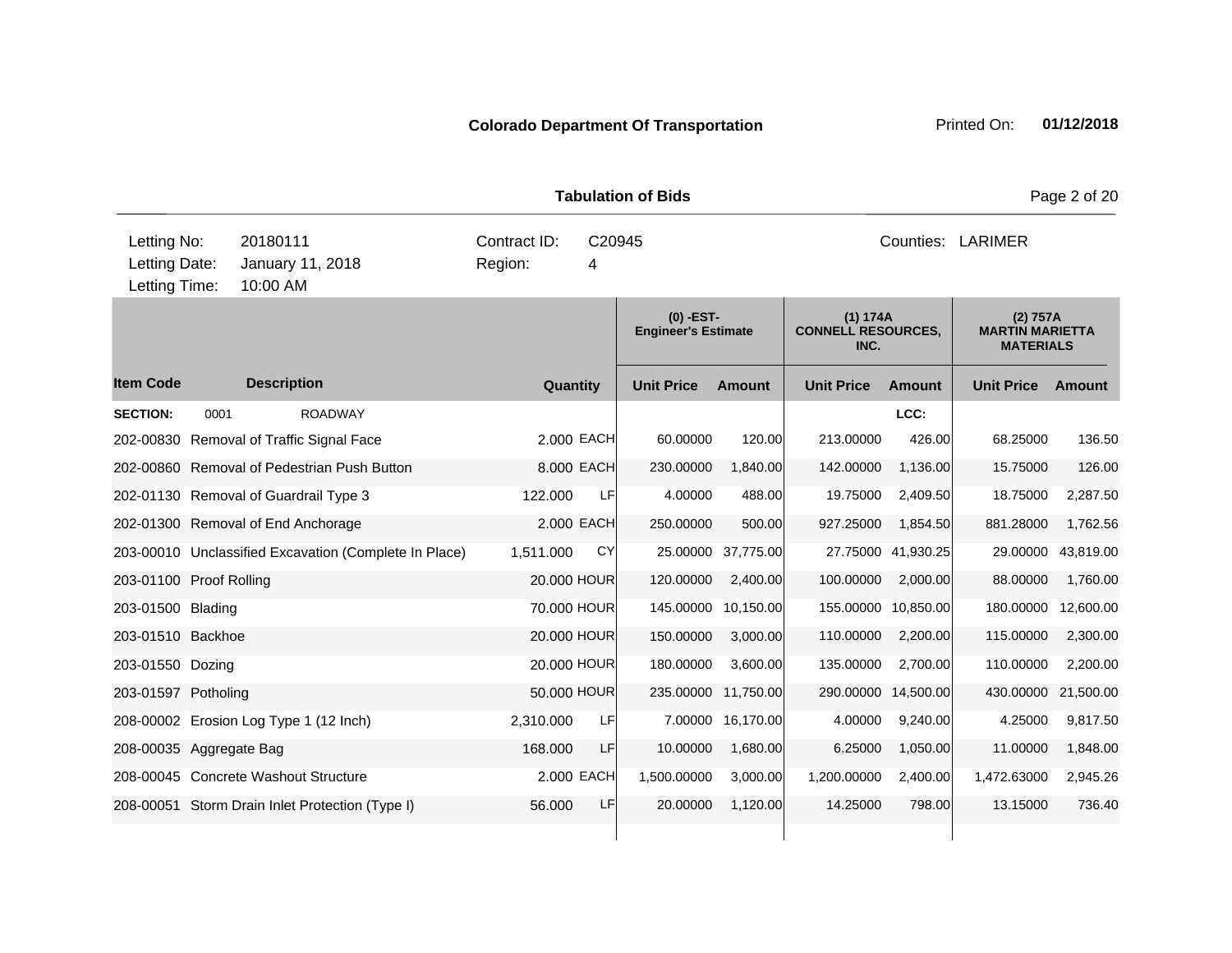**Colorado Department Of Transportation** Printed On: **01/12/2018**

**Tabulation of Bids**

| | | | |
|---|---|---|---|
| Letting No: | 20180111 | Contract ID: | C20945 |
| Letting Date: | January 11, 2018 | Region: | 4 |
| Letting Time: | 10:00 AM | Counties: | LARIMER |

| | | | | (0) -EST- Engineer's Estimate | | (1) 174A CONNELL RESOURCES, INC. | | (2) 757A MARTIN MARIETTA MATERIALS | |
|---|---|---|---|---|---|---|---|---|---|
| **Item Code** | **Description** | **Quantity** | | **Unit Price** | **Amount** | **Unit Price** | **Amount** | **Unit Price** | **Amount** |
| **SECTION:** | 0001 ROADWAY | | | | | | LCC: | | |
| 202-00830 | Removal of Traffic Signal Face | 2.000 | EACH | 60.00000 | 120.00 | 213.00000 | 426.00 | 68.25000 | 136.50 |
| 202-00860 | Removal of Pedestrian Push Button | 8.000 | EACH | 230.00000 | 1,840.00 | 142.00000 | 1,136.00 | 15.75000 | 126.00 |
| 202-01130 | Removal of Guardrail Type 3 | 122.000 | LF | 4.00000 | 488.00 | 19.75000 | 2,409.50 | 18.75000 | 2,287.50 |
| 202-01300 | Removal of End Anchorage | 2.000 | EACH | 250.00000 | 500.00 | 927.25000 | 1,854.50 | 881.28000 | 1,762.56 |
| 203-00010 | Unclassified Excavation (Complete In Place) | 1,511.000 | CY | 25.00000 | 37,775.00 | 27.75000 | 41,930.25 | 29.00000 | 43,819.00 |
| 203-01100 | Proof Rolling | 20.000 | HOUR | 120.00000 | 2,400.00 | 100.00000 | 2,000.00 | 88.00000 | 1,760.00 |
| 203-01500 | Blading | 70.000 | HOUR | 145.00000 | 10,150.00 | 155.00000 | 10,850.00 | 180.00000 | 12,600.00 |
| 203-01510 | Backhoe | 20.000 | HOUR | 150.00000 | 3,000.00 | 110.00000 | 2,200.00 | 115.00000 | 2,300.00 |
| 203-01550 | Dozing | 20.000 | HOUR | 180.00000 | 3,600.00 | 135.00000 | 2,700.00 | 110.00000 | 2,200.00 |
| 203-01597 | Potholing | 50.000 | HOUR | 235.00000 | 11,750.00 | 290.00000 | 14,500.00 | 430.00000 | 21,500.00 |
| 208-00002 | Erosion Log Type 1 (12 Inch) | 2,310.000 | LF | 7.00000 | 16,170.00 | 4.00000 | 9,240.00 | 4.25000 | 9,817.50 |
| 208-00035 | Aggregate Bag | 168.000 | LF | 10.00000 | 1,680.00 | 6.25000 | 1,050.00 | 11.00000 | 1,848.00 |
| 208-00045 | Concrete Washout Structure | 2.000 | EACH | 1,500.00000 | 3,000.00 | 1,200.00000 | 2,400.00 | 1,472.63000 | 2,945.26 |
| 208-00051 | Storm Drain Inlet Protection (Type I) | 56.000 | LF | 20.00000 | 1,120.00 | 14.25000 | 798.00 | 13.15000 | 736.40 |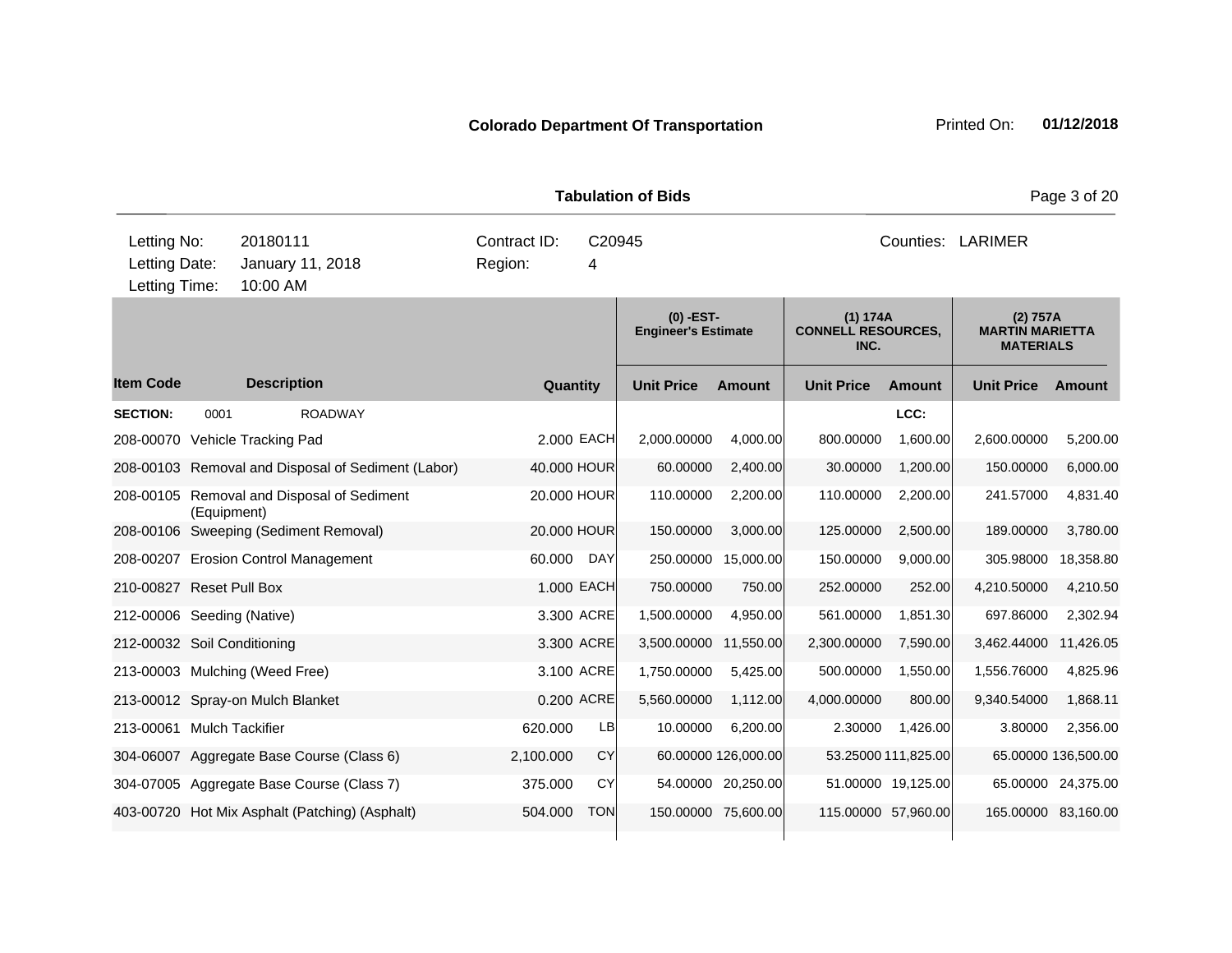**Colorado Department Of Transportation** Printed On: **01/12/2018**

**Tabulation of Bids**

| | | | | | |
|---|---|---|---|---|---|
| Letting No: | 20180111 | Contract ID: | C20945 | Counties: | LARIMER |
| Letting Date: | January 11, 2018 | Region: | 4 | | |
| Letting Time: | 10:00 AM | | | | |

| | | | | (0) -EST- Engineer's Estimate | | (1) 174A CONNELL RESOURCES, INC. | | (2) 757A MARTIN MARIETTA MATERIALS | |
|---|---|---|---|---|---|---|---|---|---|
| **Item Code** | **Description** | **Quantity** | | **Unit Price** | **Amount** | **Unit Price** | **Amount** | **Unit Price** | **Amount** |
| **SECTION:** | 0001 ROADWAY | | | | | | LCC: | | |
| 208-00070 | Vehicle Tracking Pad | 2.000 | EACH | 2,000.00000 | 4,000.00 | 800.00000 | 1,600.00 | 2,600.00000 | 5,200.00 |
| 208-00103 | Removal and Disposal of Sediment (Labor) | 40.000 | HOUR | 60.00000 | 2,400.00 | 30.00000 | 1,200.00 | 150.00000 | 6,000.00 |
| 208-00105 | Removal and Disposal of Sediment (Equipment) | 20.000 | HOUR | 110.00000 | 2,200.00 | 110.00000 | 2,200.00 | 241.57000 | 4,831.40 |
| 208-00106 | Sweeping (Sediment Removal) | 20.000 | HOUR | 150.00000 | 3,000.00 | 125.00000 | 2,500.00 | 189.00000 | 3,780.00 |
| 208-00207 | Erosion Control Management | 60.000 | DAY | 250.00000 | 15,000.00 | 150.00000 | 9,000.00 | 305.98000 | 18,358.80 |
| 210-00827 | Reset Pull Box | 1.000 | EACH | 750.00000 | 750.00 | 252.00000 | 252.00 | 4,210.50000 | 4,210.50 |
| 212-00006 | Seeding (Native) | 3.300 | ACRE | 1,500.00000 | 4,950.00 | 561.00000 | 1,851.30 | 697.86000 | 2,302.94 |
| 212-00032 | Soil Conditioning | 3.300 | ACRE | 3,500.00000 | 11,550.00 | 2,300.00000 | 7,590.00 | 3,462.44000 | 11,426.05 |
| 213-00003 | Mulching (Weed Free) | 3.100 | ACRE | 1,750.00000 | 5,425.00 | 500.00000 | 1,550.00 | 1,556.76000 | 4,825.96 |
| 213-00012 | Spray-on Mulch Blanket | 0.200 | ACRE | 5,560.00000 | 1,112.00 | 4,000.00000 | 800.00 | 9,340.54000 | 1,868.11 |
| 213-00061 | Mulch Tackifier | 620.000 | LB | 10.00000 | 6,200.00 | 2.30000 | 1,426.00 | 3.80000 | 2,356.00 |
| 304-06007 | Aggregate Base Course (Class 6) | 2,100.000 | CY | 60.00000 | 126,000.00 | 53.25000 | 111,825.00 | 65.00000 | 136,500.00 |
| 304-07005 | Aggregate Base Course (Class 7) | 375.000 | CY | 54.00000 | 20,250.00 | 51.00000 | 19,125.00 | 65.00000 | 24,375.00 |
| 403-00720 | Hot Mix Asphalt (Patching) (Asphalt) | 504.000 | TON | 150.00000 | 75,600.00 | 115.00000 | 57,960.00 | 165.00000 | 83,160.00 |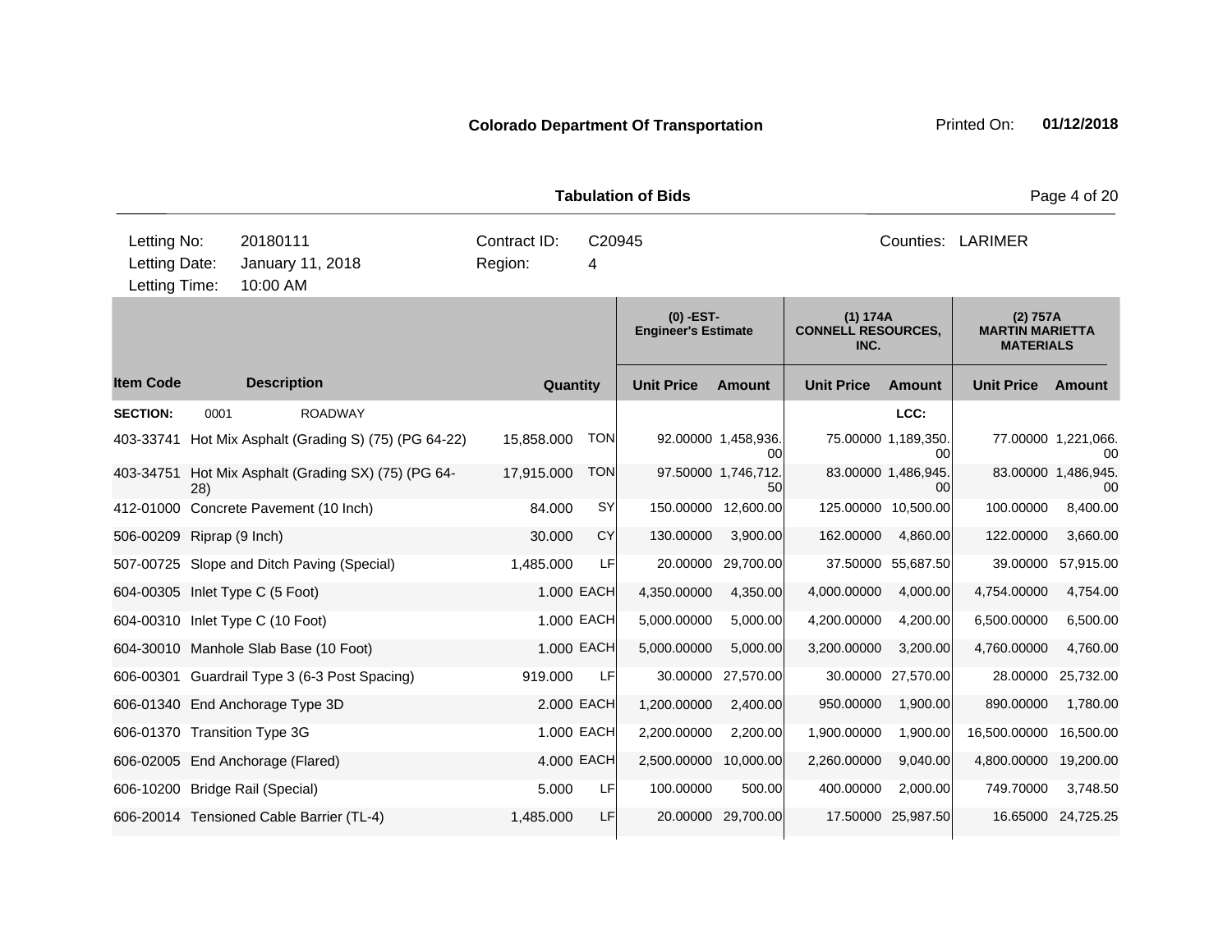**Colorado Department Of Transportation** Printed On: **01/12/2018**

**Tabulation of Bids**

| Letting No: | 20180111 | Contract ID: | C20945 | Counties: | LARIMER |
|---|---|---|---|---|---|
| Letting Date: | January 11, 2018 | Region: | 4 | | |
| Letting Time: | 10:00 AM | | | | |

| | | | | (0) -EST- Engineer's Estimate | | (1) 174A CONNELL RESOURCES, INC. | | (2) 757A MARTIN MARIETTA MATERIALS | |
|---|---|---|---|---|---|---|---|---|---|
| **Item Code** | **Description** | **Quantity** | | **Unit Price** | **Amount** | **Unit Price** | **Amount** | **Unit Price** | **Amount** |
| **SECTION:** | 0001 ROADWAY | | | | | | LCC: | | |
| 403-33741 | Hot Mix Asphalt (Grading S) (75) (PG 64-22) | 15,858.000 | TON | 92.00000 | 1,458,936.00 | 75.00000 | 1,189,350.00 | 77.00000 | 1,221,066.00 |
| 403-34751 | Hot Mix Asphalt (Grading SX) (75) (PG 64-28) | 17,915.000 | TON | 97.50000 | 1,746,712.50 | 83.00000 | 1,486,945.00 | 83.00000 | 1,486,945.00 |
| 412-01000 | Concrete Pavement (10 Inch) | 84.000 | SY | 150.00000 | 12,600.00 | 125.00000 | 10,500.00 | 100.00000 | 8,400.00 |
| 506-00209 | Riprap (9 Inch) | 30.000 | CY | 130.00000 | 3,900.00 | 162.00000 | 4,860.00 | 122.00000 | 3,660.00 |
| 507-00725 | Slope and Ditch Paving (Special) | 1,485.000 | LF | 20.00000 | 29,700.00 | 37.50000 | 55,687.50 | 39.00000 | 57,915.00 |
| 604-00305 | Inlet Type C (5 Foot) | 1.000 | EACH | 4,350.00000 | 4,350.00 | 4,000.00000 | 4,000.00 | 4,754.00000 | 4,754.00 |
| 604-00310 | Inlet Type C (10 Foot) | 1.000 | EACH | 5,000.00000 | 5,000.00 | 4,200.00000 | 4,200.00 | 6,500.00000 | 6,500.00 |
| 604-30010 | Manhole Slab Base (10 Foot) | 1.000 | EACH | 5,000.00000 | 5,000.00 | 3,200.00000 | 3,200.00 | 4,760.00000 | 4,760.00 |
| 606-00301 | Guardrail Type 3 (6-3 Post Spacing) | 919.000 | LF | 30.00000 | 27,570.00 | 30.00000 | 27,570.00 | 28.00000 | 25,732.00 |
| 606-01340 | End Anchorage Type 3D | 2.000 | EACH | 1,200.00000 | 2,400.00 | 950.00000 | 1,900.00 | 890.00000 | 1,780.00 |
| 606-01370 | Transition Type 3G | 1.000 | EACH | 2,200.00000 | 2,200.00 | 1,900.00000 | 1,900.00 | 16,500.00000 | 16,500.00 |
| 606-02005 | End Anchorage (Flared) | 4.000 | EACH | 2,500.00000 | 10,000.00 | 2,260.00000 | 9,040.00 | 4,800.00000 | 19,200.00 |
| 606-10200 | Bridge Rail (Special) | 5.000 | LF | 100.00000 | 500.00 | 400.00000 | 2,000.00 | 749.70000 | 3,748.50 |
| 606-20014 | Tensioned Cable Barrier (TL-4) | 1,485.000 | LF | 20.00000 | 29,700.00 | 17.50000 | 25,987.50 | 16.65000 | 24,725.25 |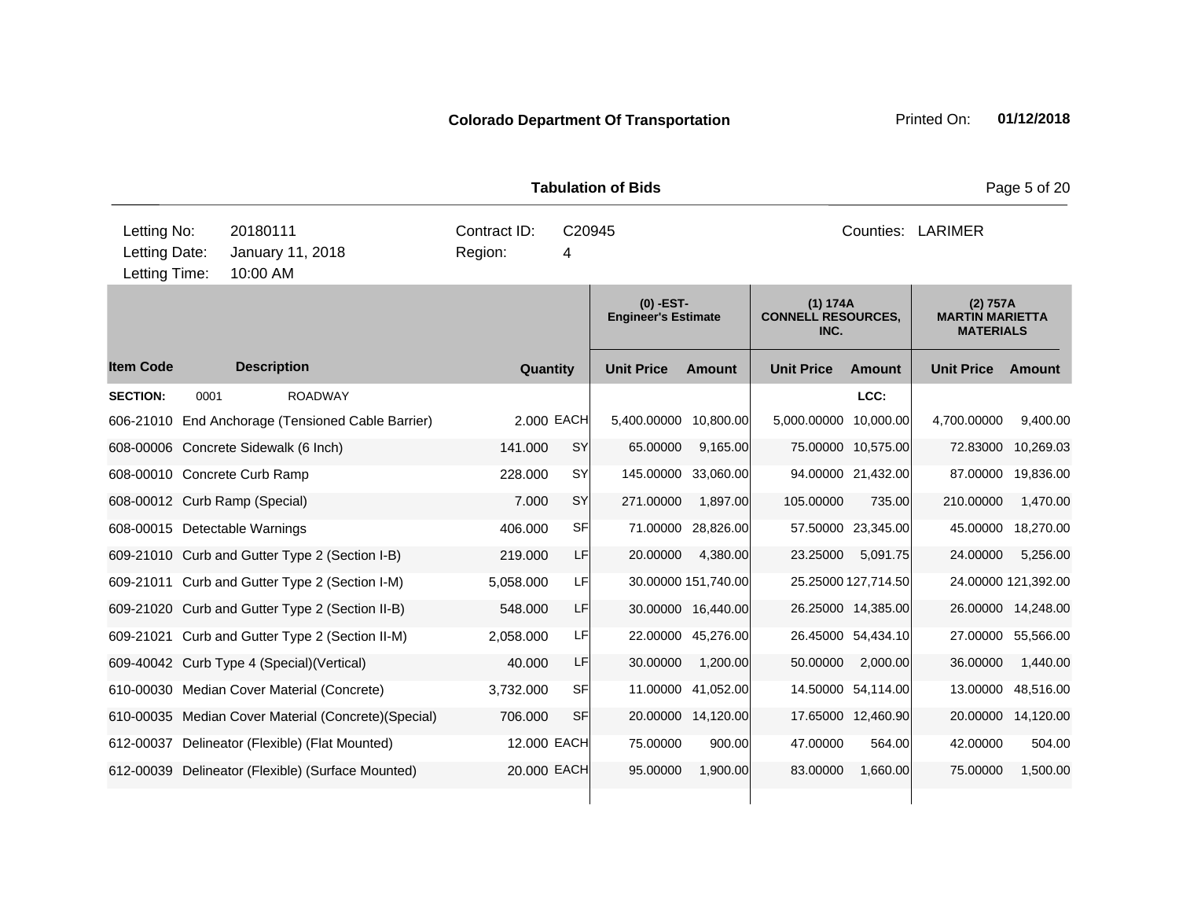**Colorado Department Of Transportation**

Printed On: **01/12/2018**

**Tabulation of Bids**

| Letting No: | 20180111 | Contract ID: | C20945 | Counties: | LARIMER |
|---|---|---|---|---|---|
| Letting Date: | January 11, 2018 | Region: | 4 | | |
| Letting Time: | 10:00 AM | | | | |

| Item Code | Description | Quantity | | (0) -EST- Engineer's Estimate | | (1) 174A CONNELL RESOURCES, INC. | | (2) 757A MARTIN MARIETTA MATERIALS | |
|---|---|---|---|---|---|---|---|---|---|
| | | | | Unit Price | Amount | Unit Price | Amount | Unit Price | Amount |
| **SECTION:** 0001 | ROADWAY | | | | | | LCC: | | |
| 606-21010 | End Anchorage (Tensioned Cable Barrier) | 2.000 | EACH | 5,400.00000 | 10,800.00 | 5,000.00000 | 10,000.00 | 4,700.00000 | 9,400.00 |
| 608-00006 | Concrete Sidewalk (6 Inch) | 141.000 | SY | 65.00000 | 9,165.00 | 75.00000 | 10,575.00 | 72.83000 | 10,269.03 |
| 608-00010 | Concrete Curb Ramp | 228.000 | SY | 145.00000 | 33,060.00 | 94.00000 | 21,432.00 | 87.00000 | 19,836.00 |
| 608-00012 | Curb Ramp (Special) | 7.000 | SY | 271.00000 | 1,897.00 | 105.00000 | 735.00 | 210.00000 | 1,470.00 |
| 608-00015 | Detectable Warnings | 406.000 | SF | 71.00000 | 28,826.00 | 57.50000 | 23,345.00 | 45.00000 | 18,270.00 |
| 609-21010 | Curb and Gutter Type 2 (Section I-B) | 219.000 | LF | 20.00000 | 4,380.00 | 23.25000 | 5,091.75 | 24.00000 | 5,256.00 |
| 609-21011 | Curb and Gutter Type 2 (Section I-M) | 5,058.000 | LF | 30.00000 | 151,740.00 | 25.25000 | 127,714.50 | 24.00000 | 121,392.00 |
| 609-21020 | Curb and Gutter Type 2 (Section II-B) | 548.000 | LF | 30.00000 | 16,440.00 | 26.25000 | 14,385.00 | 26.00000 | 14,248.00 |
| 609-21021 | Curb and Gutter Type 2 (Section II-M) | 2,058.000 | LF | 22.00000 | 45,276.00 | 26.45000 | 54,434.10 | 27.00000 | 55,566.00 |
| 609-40042 | Curb Type 4 (Special)(Vertical) | 40.000 | LF | 30.00000 | 1,200.00 | 50.00000 | 2,000.00 | 36.00000 | 1,440.00 |
| 610-00030 | Median Cover Material (Concrete) | 3,732.000 | SF | 11.00000 | 41,052.00 | 14.50000 | 54,114.00 | 13.00000 | 48,516.00 |
| 610-00035 | Median Cover Material (Concrete)(Special) | 706.000 | SF | 20.00000 | 14,120.00 | 17.65000 | 12,460.90 | 20.00000 | 14,120.00 |
| 612-00037 | Delineator (Flexible) (Flat Mounted) | 12.000 | EACH | 75.00000 | 900.00 | 47.00000 | 564.00 | 42.00000 | 504.00 |
| 612-00039 | Delineator (Flexible) (Surface Mounted) | 20.000 | EACH | 95.00000 | 1,900.00 | 83.00000 | 1,660.00 | 75.00000 | 1,500.00 |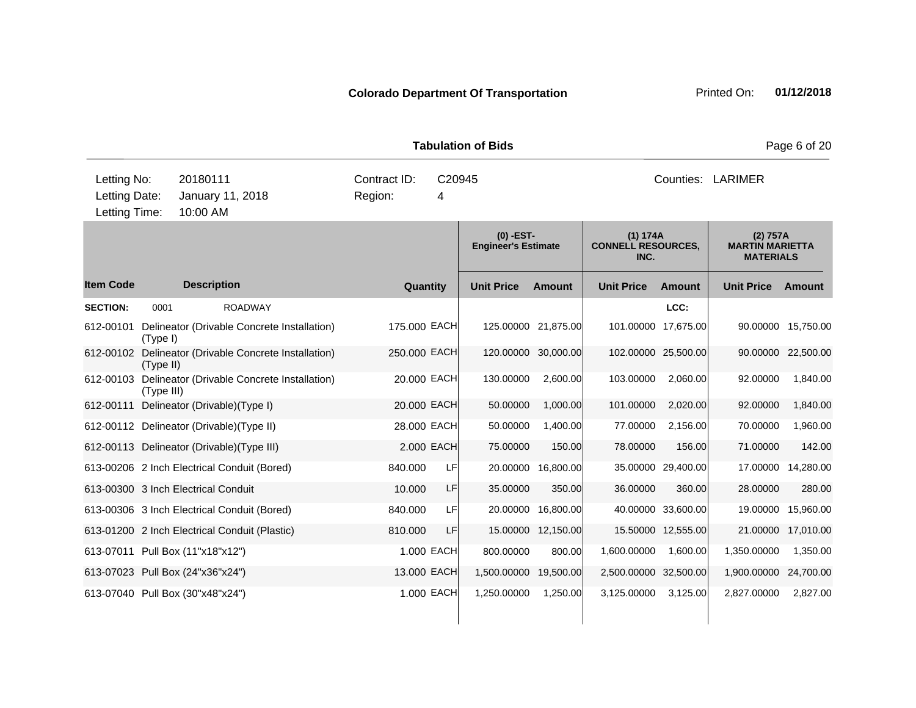**Colorado Department Of Transportation** Printed On: **01/12/2018**

**Tabulation of Bids**

| | | | |
|---|---|---|---|
| Letting No: | 20180111 | Contract ID: | C20945 |
| Letting Date: | January 11, 2018 | Region: | 4 |
| Letting Time: | 10:00 AM | Counties: | LARIMER |

| Item Code | Description | Quantity | | (0) -EST- Engineer's Estimate | | (1) 174A CONNELL RESOURCES, INC. | | (2) 757A MARTIN MARIETTA MATERIALS | |
|---|---|---|---|---|---|---|---|---|---|
| | | | | Unit Price | Amount | Unit Price | Amount | Unit Price | Amount |
| **SECTION:** | 0001 ROADWAY | | | | | | LCC: | | |
| 612-00101 | Delineator (Drivable Concrete Installation) (Type I) | 175.000 | EACH | 125.00000 | 21,875.00 | 101.00000 | 17,675.00 | 90.00000 | 15,750.00 |
| 612-00102 | Delineator (Drivable Concrete Installation) (Type II) | 250.000 | EACH | 120.00000 | 30,000.00 | 102.00000 | 25,500.00 | 90.00000 | 22,500.00 |
| 612-00103 | Delineator (Drivable Concrete Installation) (Type III) | 20.000 | EACH | 130.00000 | 2,600.00 | 103.00000 | 2,060.00 | 92.00000 | 1,840.00 |
| 612-00111 | Delineator (Drivable)(Type I) | 20.000 | EACH | 50.00000 | 1,000.00 | 101.00000 | 2,020.00 | 92.00000 | 1,840.00 |
| 612-00112 | Delineator (Drivable)(Type II) | 28.000 | EACH | 50.00000 | 1,400.00 | 77.00000 | 2,156.00 | 70.00000 | 1,960.00 |
| 612-00113 | Delineator (Drivable)(Type III) | 2.000 | EACH | 75.00000 | 150.00 | 78.00000 | 156.00 | 71.00000 | 142.00 |
| 613-00206 | 2 Inch Electrical Conduit (Bored) | 840.000 | LF | 20.00000 | 16,800.00 | 35.00000 | 29,400.00 | 17.00000 | 14,280.00 |
| 613-00300 | 3 Inch Electrical Conduit | 10.000 | LF | 35.00000 | 350.00 | 36.00000 | 360.00 | 28.00000 | 280.00 |
| 613-00306 | 3 Inch Electrical Conduit (Bored) | 840.000 | LF | 20.00000 | 16,800.00 | 40.00000 | 33,600.00 | 19.00000 | 15,960.00 |
| 613-01200 | 2 Inch Electrical Conduit (Plastic) | 810.000 | LF | 15.00000 | 12,150.00 | 15.50000 | 12,555.00 | 21.00000 | 17,010.00 |
| 613-07011 | Pull Box (11"x18"x12") | 1.000 | EACH | 800.00000 | 800.00 | 1,600.00000 | 1,600.00 | 1,350.00000 | 1,350.00 |
| 613-07023 | Pull Box (24"x36"x24") | 13.000 | EACH | 1,500.00000 | 19,500.00 | 2,500.00000 | 32,500.00 | 1,900.00000 | 24,700.00 |
| 613-07040 | Pull Box (30"x48"x24") | 1.000 | EACH | 1,250.00000 | 1,250.00 | 3,125.00000 | 3,125.00 | 2,827.00000 | 2,827.00 |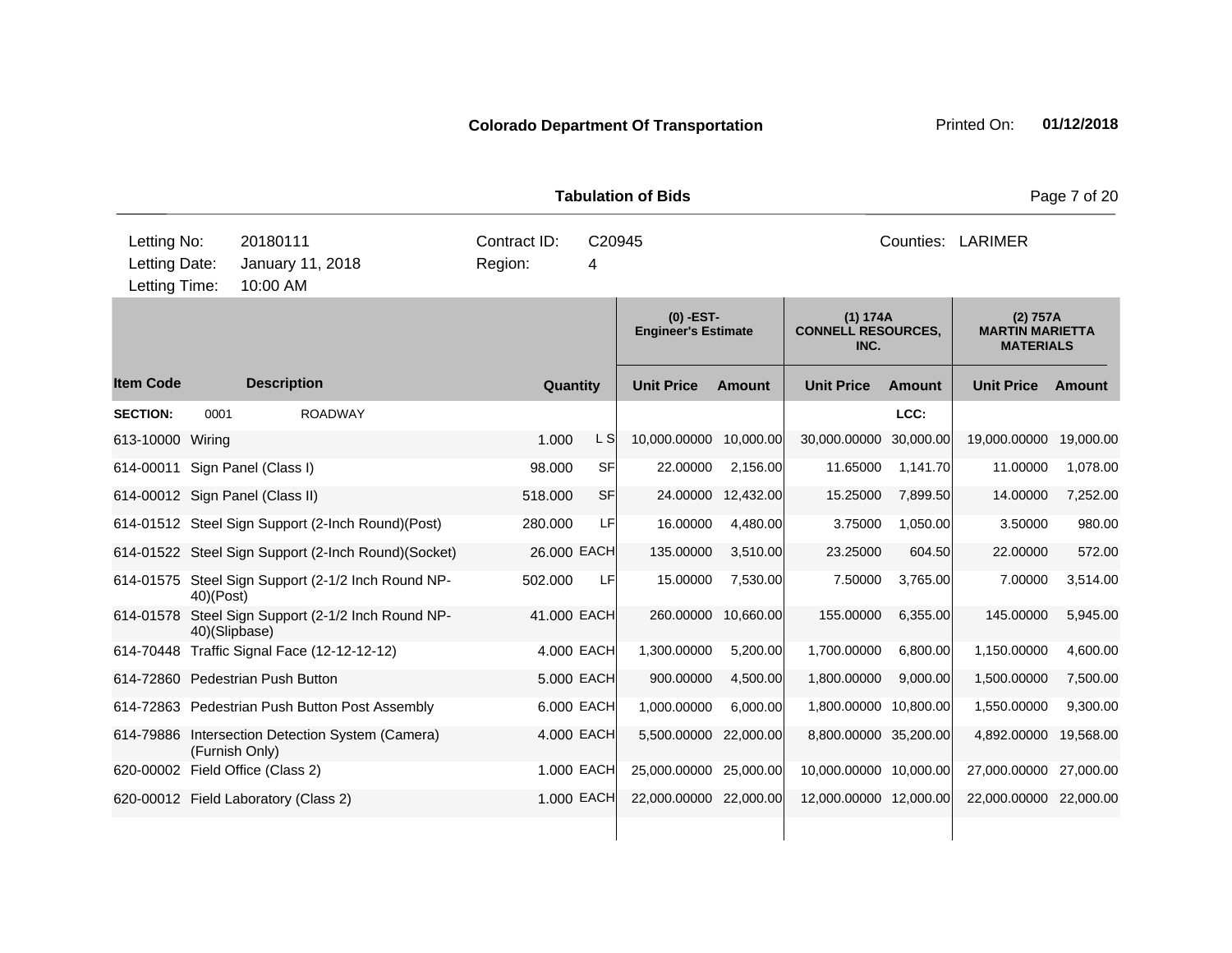**Colorado Department Of Transportation** Printed On: **01/12/2018**

**Tabulation of Bids**

| | | | |
|---|---|---|---|
| Letting No: | 20180111 | Contract ID: | C20945 |
| Letting Date: | January 11, 2018 | Region: | 4 |
| Letting Time: | 10:00 AM | Counties: | LARIMER |

| | | | | (0) -EST- Engineer's Estimate | | (1) 174A CONNELL RESOURCES, INC. | | (2) 757A MARTIN MARIETTA MATERIALS | |
|---|---|---|---|---|---|---|---|---|---|
| **Item Code** | **Description** | **Quantity** | | **Unit Price** | **Amount** | **Unit Price** | **Amount** | **Unit Price** | **Amount** |
| **SECTION:** | 0001 ROADWAY | | | | | | LCC: | | |
| 613-10000 | Wiring | 1.000 | L S | 10,000.00000 | 10,000.00 | 30,000.00000 | 30,000.00 | 19,000.00000 | 19,000.00 |
| 614-00011 | Sign Panel (Class I) | 98.000 | SF | 22.00000 | 2,156.00 | 11.65000 | 1,141.70 | 11.00000 | 1,078.00 |
| 614-00012 | Sign Panel (Class II) | 518.000 | SF | 24.00000 | 12,432.00 | 15.25000 | 7,899.50 | 14.00000 | 7,252.00 |
| 614-01512 | Steel Sign Support (2-Inch Round)(Post) | 280.000 | LF | 16.00000 | 4,480.00 | 3.75000 | 1,050.00 | 3.50000 | 980.00 |
| 614-01522 | Steel Sign Support (2-Inch Round)(Socket) | 26.000 | EACH | 135.00000 | 3,510.00 | 23.25000 | 604.50 | 22.00000 | 572.00 |
| 614-01575 | Steel Sign Support (2-1/2 Inch Round NP-40)(Post) | 502.000 | LF | 15.00000 | 7,530.00 | 7.50000 | 3,765.00 | 7.00000 | 3,514.00 |
| 614-01578 | Steel Sign Support (2-1/2 Inch Round NP-40)(Slipbase) | 41.000 | EACH | 260.00000 | 10,660.00 | 155.00000 | 6,355.00 | 145.00000 | 5,945.00 |
| 614-70448 | Traffic Signal Face (12-12-12-12) | 4.000 | EACH | 1,300.00000 | 5,200.00 | 1,700.00000 | 6,800.00 | 1,150.00000 | 4,600.00 |
| 614-72860 | Pedestrian Push Button | 5.000 | EACH | 900.00000 | 4,500.00 | 1,800.00000 | 9,000.00 | 1,500.00000 | 7,500.00 |
| 614-72863 | Pedestrian Push Button Post Assembly | 6.000 | EACH | 1,000.00000 | 6,000.00 | 1,800.00000 | 10,800.00 | 1,550.00000 | 9,300.00 |
| 614-79886 | Intersection Detection System (Camera) (Furnish Only) | 4.000 | EACH | 5,500.00000 | 22,000.00 | 8,800.00000 | 35,200.00 | 4,892.00000 | 19,568.00 |
| 620-00002 | Field Office (Class 2) | 1.000 | EACH | 25,000.00000 | 25,000.00 | 10,000.00000 | 10,000.00 | 27,000.00000 | 27,000.00 |
| 620-00012 | Field Laboratory (Class 2) | 1.000 | EACH | 22,000.00000 | 22,000.00 | 12,000.00000 | 12,000.00 | 22,000.00000 | 22,000.00 |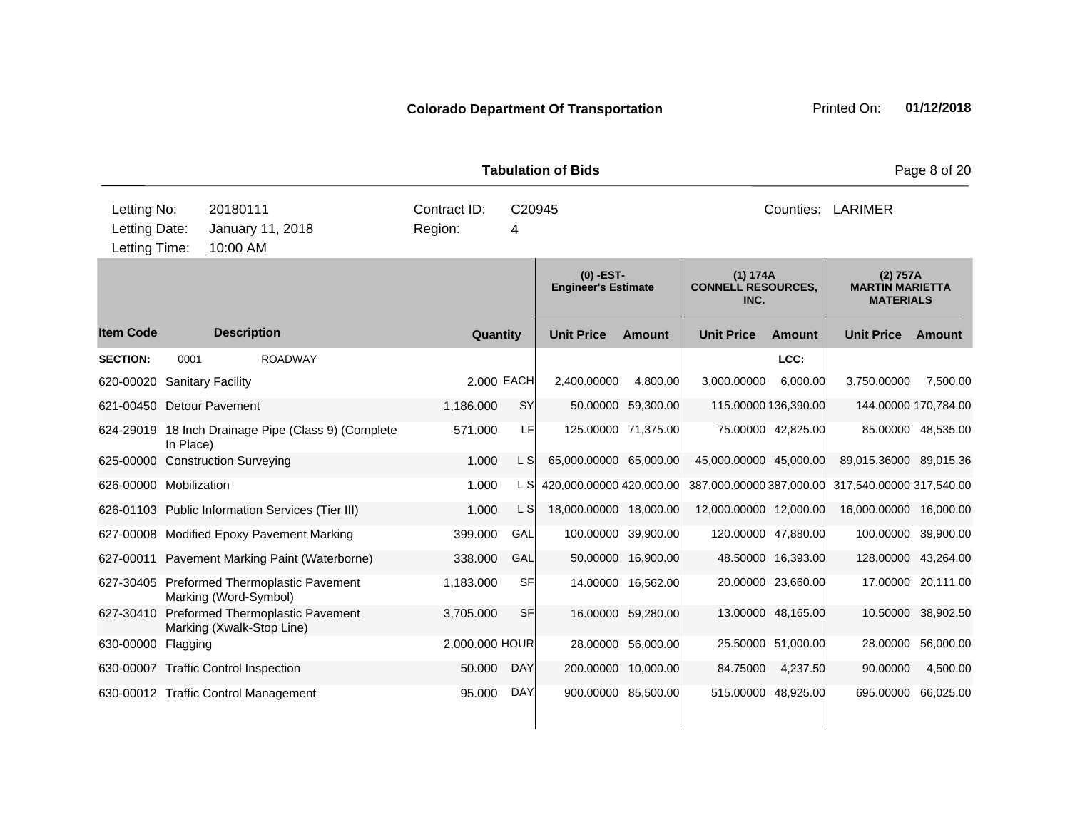**Colorado Department Of Transportation** Printed On: **01/12/2018**

**Tabulation of Bids**

| | | | | | |
|---|---|---|---|---|---|
| Letting No: | 20180111 | Contract ID: | C20945 | Counties: | LARIMER |
| Letting Date: | January 11, 2018 | Region: | 4 | | |
| Letting Time: | 10:00 AM | | | | |

| | | | | (0) -EST- Engineer's Estimate | | (1) 174A CONNELL RESOURCES, INC. | | (2) 757A MARTIN MARIETTA MATERIALS | |
|---|---|---|---|---|---|---|---|---|---|
| **Item Code** | **Description** | **Quantity** | | **Unit Price** | **Amount** | **Unit Price** | **Amount** | **Unit Price** | **Amount** |
| **SECTION:** | 0001 ROADWAY | | | | | | LCC: | | |
| 620-00020 | Sanitary Facility | 2.000 | EACH | 2,400.00000 | 4,800.00 | 3,000.00000 | 6,000.00 | 3,750.00000 | 7,500.00 |
| 621-00450 | Detour Pavement | 1,186.000 | SY | 50.00000 | 59,300.00 | 115.00000 | 136,390.00 | 144.00000 | 170,784.00 |
| 624-29019 | 18 Inch Drainage Pipe (Class 9) (Complete In Place) | 571.000 | LF | 125.00000 | 71,375.00 | 75.00000 | 42,825.00 | 85.00000 | 48,535.00 |
| 625-00000 | Construction Surveying | 1.000 | L S | 65,000.00000 | 65,000.00 | 45,000.00000 | 45,000.00 | 89,015.36000 | 89,015.36 |
| 626-00000 | Mobilization | 1.000 | L S | 420,000.00000 | 420,000.00 | 387,000.00000 | 387,000.00 | 317,540.00000 | 317,540.00 |
| 626-01103 | Public Information Services (Tier III) | 1.000 | L S | 18,000.00000 | 18,000.00 | 12,000.00000 | 12,000.00 | 16,000.00000 | 16,000.00 |
| 627-00008 | Modified Epoxy Pavement Marking | 399.000 | GAL | 100.00000 | 39,900.00 | 120.00000 | 47,880.00 | 100.00000 | 39,900.00 |
| 627-00011 | Pavement Marking Paint (Waterborne) | 338.000 | GAL | 50.00000 | 16,900.00 | 48.50000 | 16,393.00 | 128.00000 | 43,264.00 |
| 627-30405 | Preformed Thermoplastic Pavement Marking (Word-Symbol) | 1,183.000 | SF | 14.00000 | 16,562.00 | 20.00000 | 23,660.00 | 17.00000 | 20,111.00 |
| 627-30410 | Preformed Thermoplastic Pavement Marking (Xwalk-Stop Line) | 3,705.000 | SF | 16.00000 | 59,280.00 | 13.00000 | 48,165.00 | 10.50000 | 38,902.50 |
| 630-00000 | Flagging | 2,000.000 | HOUR | 28.00000 | 56,000.00 | 25.50000 | 51,000.00 | 28.00000 | 56,000.00 |
| 630-00007 | Traffic Control Inspection | 50.000 | DAY | 200.00000 | 10,000.00 | 84.75000 | 4,237.50 | 90.00000 | 4,500.00 |
| 630-00012 | Traffic Control Management | 95.000 | DAY | 900.00000 | 85,500.00 | 515.00000 | 48,925.00 | 695.00000 | 66,025.00 |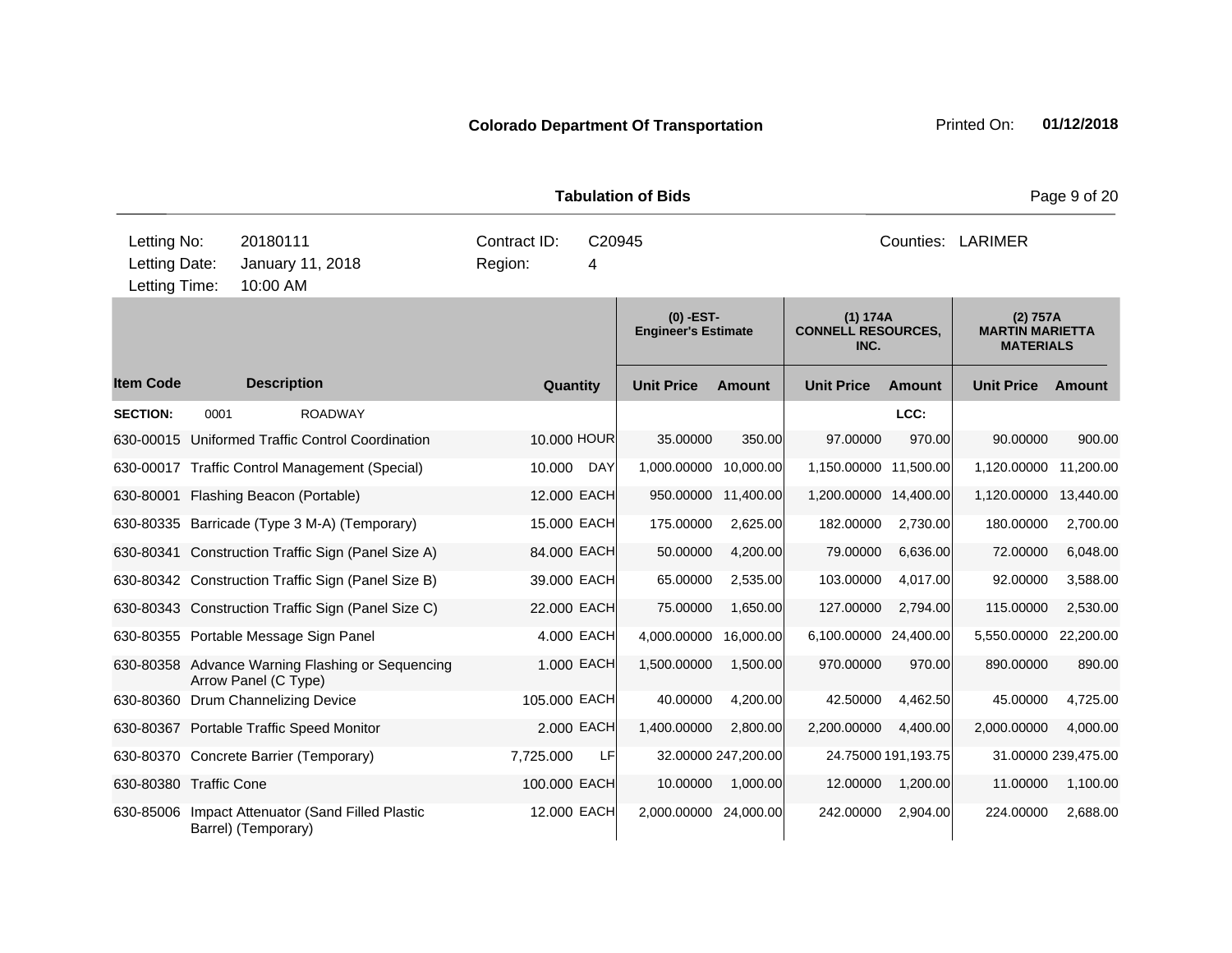**Colorado Department Of Transportation** Printed On: **01/12/2018**

**Tabulation of Bids**

| | | | | |
|---|---|---|---|---|
| Letting No: | 20180111 | Contract ID: | C20945 | Counties: LARIMER |
| Letting Date: | January 11, 2018 | Region: | 4 | |
| Letting Time: | 10:00 AM | | | |

| | | | | (0) -EST- Engineer's Estimate | | (1) 174A CONNELL RESOURCES, INC. | | (2) 757A MARTIN MARIETTA MATERIALS | |
|---|---|---|---|---|---|---|---|---|---|
| **Item Code** | **Description** | **Quantity** | | **Unit Price** | **Amount** | **Unit Price** | **Amount** | **Unit Price** | **Amount** |
| **SECTION:** | 0001 ROADWAY | | | | | | LCC: | | |
| 630-00015 | Uniformed Traffic Control Coordination | 10.000 | HOUR | 35.00000 | 350.00 | 97.00000 | 970.00 | 90.00000 | 900.00 |
| 630-00017 | Traffic Control Management (Special) | 10.000 | DAY | 1,000.00000 | 10,000.00 | 1,150.00000 | 11,500.00 | 1,120.00000 | 11,200.00 |
| 630-80001 | Flashing Beacon (Portable) | 12.000 | EACH | 950.00000 | 11,400.00 | 1,200.00000 | 14,400.00 | 1,120.00000 | 13,440.00 |
| 630-80335 | Barricade (Type 3 M-A) (Temporary) | 15.000 | EACH | 175.00000 | 2,625.00 | 182.00000 | 2,730.00 | 180.00000 | 2,700.00 |
| 630-80341 | Construction Traffic Sign (Panel Size A) | 84.000 | EACH | 50.00000 | 4,200.00 | 79.00000 | 6,636.00 | 72.00000 | 6,048.00 |
| 630-80342 | Construction Traffic Sign (Panel Size B) | 39.000 | EACH | 65.00000 | 2,535.00 | 103.00000 | 4,017.00 | 92.00000 | 3,588.00 |
| 630-80343 | Construction Traffic Sign (Panel Size C) | 22.000 | EACH | 75.00000 | 1,650.00 | 127.00000 | 2,794.00 | 115.00000 | 2,530.00 |
| 630-80355 | Portable Message Sign Panel | 4.000 | EACH | 4,000.00000 | 16,000.00 | 6,100.00000 | 24,400.00 | 5,550.00000 | 22,200.00 |
| 630-80358 | Advance Warning Flashing or Sequencing Arrow Panel (C Type) | 1.000 | EACH | 1,500.00000 | 1,500.00 | 970.00000 | 970.00 | 890.00000 | 890.00 |
| 630-80360 | Drum Channelizing Device | 105.000 | EACH | 40.00000 | 4,200.00 | 42.50000 | 4,462.50 | 45.00000 | 4,725.00 |
| 630-80367 | Portable Traffic Speed Monitor | 2.000 | EACH | 1,400.00000 | 2,800.00 | 2,200.00000 | 4,400.00 | 2,000.00000 | 4,000.00 |
| 630-80370 | Concrete Barrier (Temporary) | 7,725.000 | LF | 32.00000 | 247,200.00 | 24.75000 | 191,193.75 | 31.00000 | 239,475.00 |
| 630-80380 | Traffic Cone | 100.000 | EACH | 10.00000 | 1,000.00 | 12.00000 | 1,200.00 | 11.00000 | 1,100.00 |
| 630-85006 | Impact Attenuator (Sand Filled Plastic Barrel) (Temporary) | 12.000 | EACH | 2,000.00000 | 24,000.00 | 242.00000 | 2,904.00 | 224.00000 | 2,688.00 |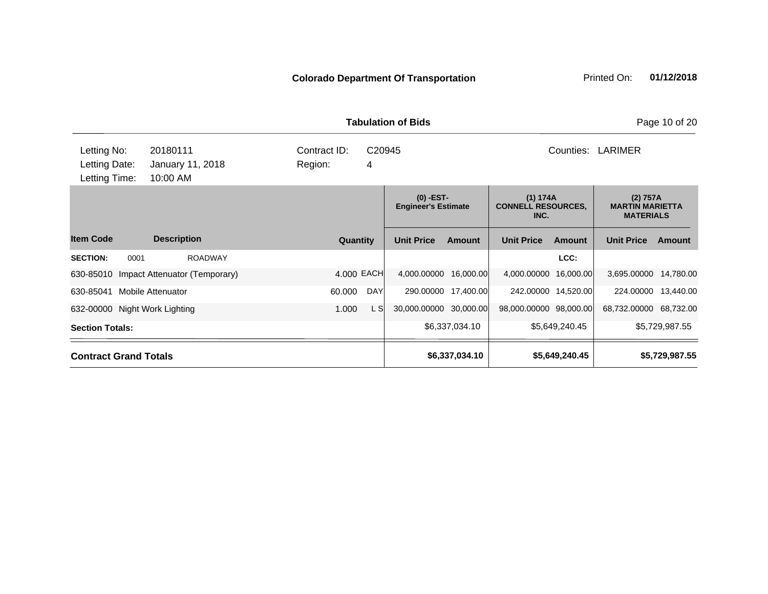**Colorado Department Of Transportation**

Printed On: **01/12/2018**

**Tabulation of Bids**

| | | | | | |
|---|---|---|---|---|---|
| Letting No: | 20180111 | Contract ID: | C20945 | Counties: | LARIMER |
| Letting Date: | January 11, 2018 | Region: | 4 | | |
| Letting Time: | 10:00 AM | | | | |

| Item Code | Description | Quantity | | (0) -EST- Engineer's Estimate | | (1) 174A CONNELL RESOURCES, INC. | | (2) 757A MARTIN MARIETTA MATERIALS | |
|---|---|---|---|---|---|---|---|---|---|
| | | | | Unit Price | Amount | Unit Price | Amount | Unit Price | Amount |
| **SECTION:** 0001 | ROADWAY | | | | | | LCC: | | |
| 630-85010 | Impact Attenuator (Temporary) | 4.000 | EACH | 4,000.00000 | 16,000.00 | 4,000.00000 | 16,000.00 | 3,695.00000 | 14,780.00 |
| 630-85041 | Mobile Attenuator | 60.000 | DAY | 290.00000 | 17,400.00 | 242.00000 | 14,520.00 | 224.00000 | 13,440.00 |
| 632-00000 | Night Work Lighting | 1.000 | L S | 30,000.00000 | 30,000.00 | 98,000.00000 | 98,000.00 | 68,732.00000 | 68,732.00 |
| **Section Totals:** | | | | | $6,337,034.10 | | $5,649,240.45 | | $5,729,987.55 |
| **Contract Grand Totals** | | | | | **$6,337,034.10** | | **$5,649,240.45** | | **$5,729,987.55** |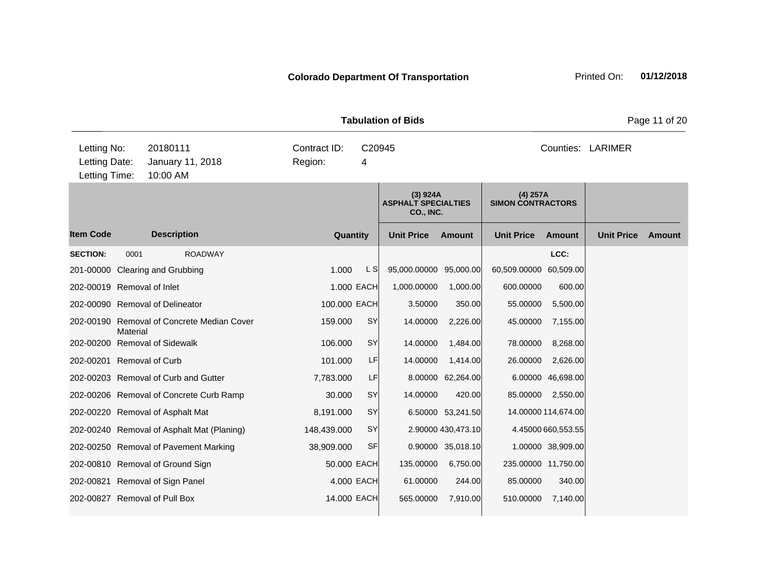**Colorado Department Of Transportation** Printed On: **01/12/2018**

**Tabulation of Bids**

| | | | |
|---|---|---|---|
| Letting No: | 20180111 | Contract ID: | C20945 |
| Letting Date: | January 11, 2018 | Region: | 4 |
| Letting Time: | 10:00 AM | Counties: | LARIMER |

| | | | | (3) 924A ASPHALT SPECIALTIES CO., INC. | | (4) 257A SIMON CONTRACTORS | | | |
|---|---|---|---|---|---|---|---|---|---|
| **Item Code** | **Description** | **Quantity** | | **Unit Price** | **Amount** | **Unit Price** | **Amount** | **Unit Price** | **Amount** |
| **SECTION:** | 0001 ROADWAY | | | | | | LCC: | | |
| 201-00000 | Clearing and Grubbing | 1.000 | L S | 95,000.00000 | 95,000.00 | 60,509.00000 | 60,509.00 | | |
| 202-00019 | Removal of Inlet | 1.000 | EACH | 1,000.00000 | 1,000.00 | 600.00000 | 600.00 | | |
| 202-00090 | Removal of Delineator | 100.000 | EACH | 3.50000 | 350.00 | 55.00000 | 5,500.00 | | |
| 202-00190 | Removal of Concrete Median Cover Material | 159.000 | SY | 14.00000 | 2,226.00 | 45.00000 | 7,155.00 | | |
| 202-00200 | Removal of Sidewalk | 106.000 | SY | 14.00000 | 1,484.00 | 78.00000 | 8,268.00 | | |
| 202-00201 | Removal of Curb | 101.000 | LF | 14.00000 | 1,414.00 | 26.00000 | 2,626.00 | | |
| 202-00203 | Removal of Curb and Gutter | 7,783.000 | LF | 8.00000 | 62,264.00 | 6.00000 | 46,698.00 | | |
| 202-00206 | Removal of Concrete Curb Ramp | 30.000 | SY | 14.00000 | 420.00 | 85.00000 | 2,550.00 | | |
| 202-00220 | Removal of Asphalt Mat | 8,191.000 | SY | 6.50000 | 53,241.50 | 14.00000 | 114,674.00 | | |
| 202-00240 | Removal of Asphalt Mat (Planing) | 148,439.000 | SY | 2.90000 | 430,473.10 | 4.45000 | 660,553.55 | | |
| 202-00250 | Removal of Pavement Marking | 38,909.000 | SF | 0.90000 | 35,018.10 | 1.00000 | 38,909.00 | | |
| 202-00810 | Removal of Ground Sign | 50.000 | EACH | 135.00000 | 6,750.00 | 235.00000 | 11,750.00 | | |
| 202-00821 | Removal of Sign Panel | 4.000 | EACH | 61.00000 | 244.00 | 85.00000 | 340.00 | | |
| 202-00827 | Removal of Pull Box | 14.000 | EACH | 565.00000 | 7,910.00 | 510.00000 | 7,140.00 | | |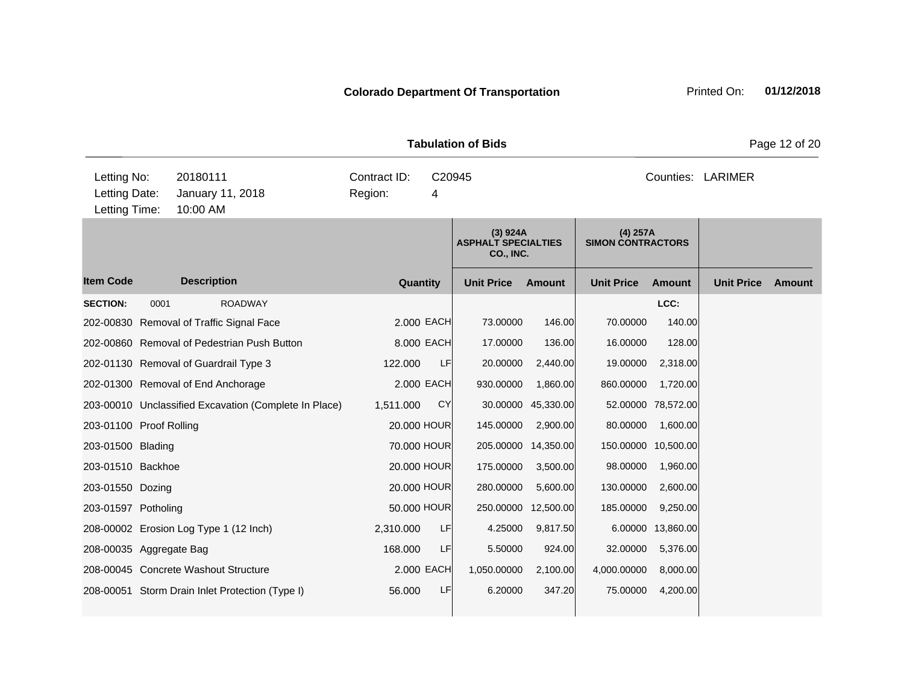**Colorado Department Of Transportation**

Printed On: **01/12/2018**

**Tabulation of Bids**

| Letting No: | 20180111 | Contract ID: | C20945 | Counties: | LARIMER |
|---|---|---|---|---|---|
| Letting Date: | January 11, 2018 | Region: | 4 | | |
| Letting Time: | 10:00 AM | | | | |

| | | | | (3) 924A ASPHALT SPECIALTIES CO., INC. | | (4) 257A SIMON CONTRACTORS | | | |
|---|---|---|---|---|---|---|---|---|---|
| **Item Code** | **Description** | **Quantity** | | **Unit Price** | **Amount** | **Unit Price** | **Amount** | **Unit Price** | **Amount** |
| **SECTION:** | 0001 ROADWAY | | | | | | LCC: | | |
| 202-00830 | Removal of Traffic Signal Face | 2.000 | EACH | 73.00000 | 146.00 | 70.00000 | 140.00 | | |
| 202-00860 | Removal of Pedestrian Push Button | 8.000 | EACH | 17.00000 | 136.00 | 16.00000 | 128.00 | | |
| 202-01130 | Removal of Guardrail Type 3 | 122.000 | LF | 20.00000 | 2,440.00 | 19.00000 | 2,318.00 | | |
| 202-01300 | Removal of End Anchorage | 2.000 | EACH | 930.00000 | 1,860.00 | 860.00000 | 1,720.00 | | |
| 203-00010 | Unclassified Excavation (Complete In Place) | 1,511.000 | CY | 30.00000 | 45,330.00 | 52.00000 | 78,572.00 | | |
| 203-01100 | Proof Rolling | 20.000 | HOUR | 145.00000 | 2,900.00 | 80.00000 | 1,600.00 | | |
| 203-01500 | Blading | 70.000 | HOUR | 205.00000 | 14,350.00 | 150.00000 | 10,500.00 | | |
| 203-01510 | Backhoe | 20.000 | HOUR | 175.00000 | 3,500.00 | 98.00000 | 1,960.00 | | |
| 203-01550 | Dozing | 20.000 | HOUR | 280.00000 | 5,600.00 | 130.00000 | 2,600.00 | | |
| 203-01597 | Potholing | 50.000 | HOUR | 250.00000 | 12,500.00 | 185.00000 | 9,250.00 | | |
| 208-00002 | Erosion Log Type 1 (12 Inch) | 2,310.000 | LF | 4.25000 | 9,817.50 | 6.00000 | 13,860.00 | | |
| 208-00035 | Aggregate Bag | 168.000 | LF | 5.50000 | 924.00 | 32.00000 | 5,376.00 | | |
| 208-00045 | Concrete Washout Structure | 2.000 | EACH | 1,050.00000 | 2,100.00 | 4,000.00000 | 8,000.00 | | |
| 208-00051 | Storm Drain Inlet Protection (Type I) | 56.000 | LF | 6.20000 | 347.20 | 75.00000 | 4,200.00 | | |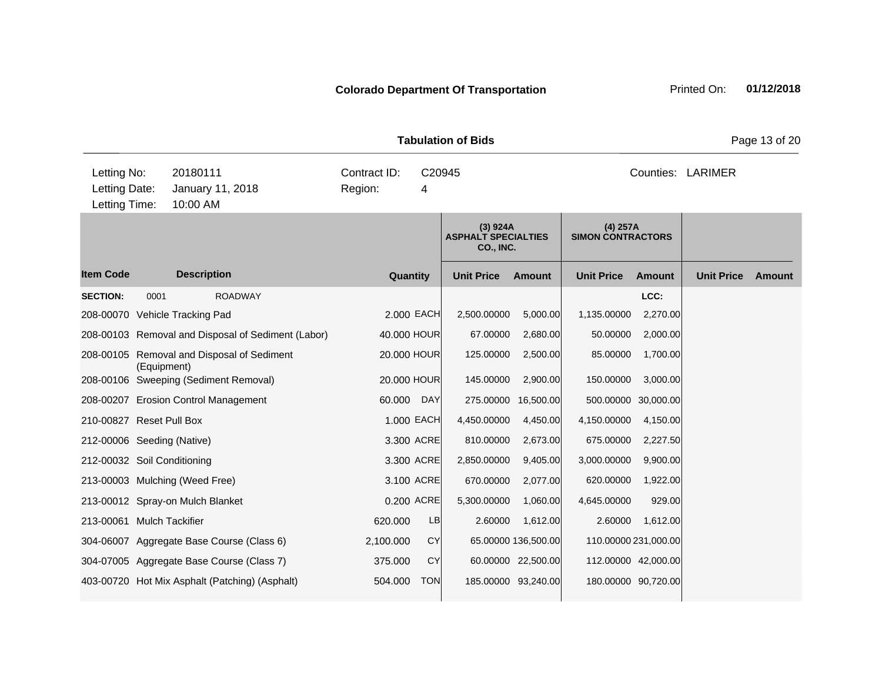**Colorado Department Of Transportation**

Printed On: **01/12/2018**

**Tabulation of Bids**

| | | | |
|---|---|---|---|
| Letting No: | 20180111 | Contract ID: | C20945 |
| Letting Date: | January 11, 2018 | Region: | 4 |
| Letting Time: | 10:00 AM | Counties: | LARIMER |

| | | | | (3) 924A ASPHALT SPECIALTIES CO., INC. | | (4) 257A SIMON CONTRACTORS | | | |
|---|---|---|---|---|---|---|---|---|---|
| **Item Code** | **Description** | **Quantity** | | **Unit Price** | **Amount** | **Unit Price** | **Amount** | **Unit Price** | **Amount** |
| **SECTION:** | 0001 ROADWAY | | | | | | LCC: | | |
| 208-00070 | Vehicle Tracking Pad | 2.000 | EACH | 2,500.00000 | 5,000.00 | 1,135.00000 | 2,270.00 | | |
| 208-00103 | Removal and Disposal of Sediment (Labor) | 40.000 | HOUR | 67.00000 | 2,680.00 | 50.00000 | 2,000.00 | | |
| 208-00105 | Removal and Disposal of Sediment (Equipment) | 20.000 | HOUR | 125.00000 | 2,500.00 | 85.00000 | 1,700.00 | | |
| 208-00106 | Sweeping (Sediment Removal) | 20.000 | HOUR | 145.00000 | 2,900.00 | 150.00000 | 3,000.00 | | |
| 208-00207 | Erosion Control Management | 60.000 | DAY | 275.00000 | 16,500.00 | 500.00000 | 30,000.00 | | |
| 210-00827 | Reset Pull Box | 1.000 | EACH | 4,450.00000 | 4,450.00 | 4,150.00000 | 4,150.00 | | |
| 212-00006 | Seeding (Native) | 3.300 | ACRE | 810.00000 | 2,673.00 | 675.00000 | 2,227.50 | | |
| 212-00032 | Soil Conditioning | 3.300 | ACRE | 2,850.00000 | 9,405.00 | 3,000.00000 | 9,900.00 | | |
| 213-00003 | Mulching (Weed Free) | 3.100 | ACRE | 670.00000 | 2,077.00 | 620.00000 | 1,922.00 | | |
| 213-00012 | Spray-on Mulch Blanket | 0.200 | ACRE | 5,300.00000 | 1,060.00 | 4,645.00000 | 929.00 | | |
| 213-00061 | Mulch Tackifier | 620.000 | LB | 2.60000 | 1,612.00 | 2.60000 | 1,612.00 | | |
| 304-06007 | Aggregate Base Course (Class 6) | 2,100.000 | CY | 65.00000 | 136,500.00 | 110.00000 | 231,000.00 | | |
| 304-07005 | Aggregate Base Course (Class 7) | 375.000 | CY | 60.00000 | 22,500.00 | 112.00000 | 42,000.00 | | |
| 403-00720 | Hot Mix Asphalt (Patching) (Asphalt) | 504.000 | TON | 185.00000 | 93,240.00 | 180.00000 | 90,720.00 | | |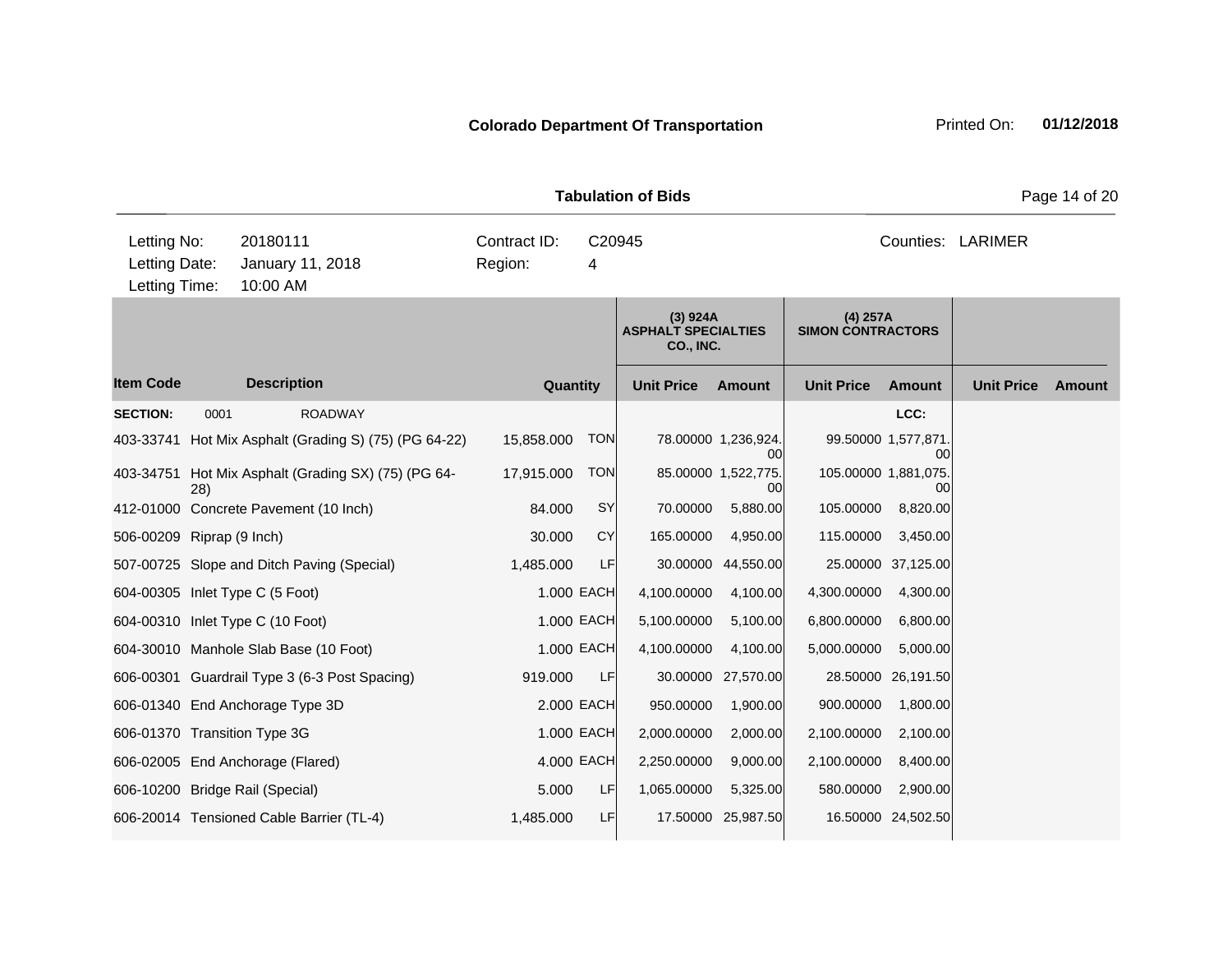**Colorado Department Of Transportation** Printed On: **01/12/2018**

**Tabulation of Bids**

| | | | | |
|---|---|---|---|---|
| Letting No: | 20180111 | Contract ID: | C20945 | Counties: LARIMER |
| Letting Date: | January 11, 2018 | Region: | 4 | |
| Letting Time: | 10:00 AM | | | |

| | | | | (3) 924A ASPHALT SPECIALTIES CO., INC. | | (4) 257A SIMON CONTRACTORS | | | |
|---|---|---|---|---|---|---|---|---|---|
| **Item Code** | **Description** | **Quantity** | | **Unit Price** | **Amount** | **Unit Price** | **Amount** | **Unit Price** | **Amount** |
| **SECTION:** | 0001 ROADWAY | | | | | | LCC: | | |
| 403-33741 | Hot Mix Asphalt (Grading S) (75) (PG 64-22) | 15,858.000 | TON | 78.00000 | 1,236,924.00 | 99.50000 | 1,577,871.00 | | |
| 403-34751 | Hot Mix Asphalt (Grading SX) (75) (PG 64-28) | 17,915.000 | TON | 85.00000 | 1,522,775.00 | 105.00000 | 1,881,075.00 | | |
| 412-01000 | Concrete Pavement (10 Inch) | 84.000 | SY | 70.00000 | 5,880.00 | 105.00000 | 8,820.00 | | |
| 506-00209 | Riprap (9 Inch) | 30.000 | CY | 165.00000 | 4,950.00 | 115.00000 | 3,450.00 | | |
| 507-00725 | Slope and Ditch Paving (Special) | 1,485.000 | LF | 30.00000 | 44,550.00 | 25.00000 | 37,125.00 | | |
| 604-00305 | Inlet Type C (5 Foot) | 1.000 | EACH | 4,100.00000 | 4,100.00 | 4,300.00000 | 4,300.00 | | |
| 604-00310 | Inlet Type C (10 Foot) | 1.000 | EACH | 5,100.00000 | 5,100.00 | 6,800.00000 | 6,800.00 | | |
| 604-30010 | Manhole Slab Base (10 Foot) | 1.000 | EACH | 4,100.00000 | 4,100.00 | 5,000.00000 | 5,000.00 | | |
| 606-00301 | Guardrail Type 3 (6-3 Post Spacing) | 919.000 | LF | 30.00000 | 27,570.00 | 28.50000 | 26,191.50 | | |
| 606-01340 | End Anchorage Type 3D | 2.000 | EACH | 950.00000 | 1,900.00 | 900.00000 | 1,800.00 | | |
| 606-01370 | Transition Type 3G | 1.000 | EACH | 2,000.00000 | 2,000.00 | 2,100.00000 | 2,100.00 | | |
| 606-02005 | End Anchorage (Flared) | 4.000 | EACH | 2,250.00000 | 9,000.00 | 2,100.00000 | 8,400.00 | | |
| 606-10200 | Bridge Rail (Special) | 5.000 | LF | 1,065.00000 | 5,325.00 | 580.00000 | 2,900.00 | | |
| 606-20014 | Tensioned Cable Barrier (TL-4) | 1,485.000 | LF | 17.50000 | 25,987.50 | 16.50000 | 24,502.50 | | |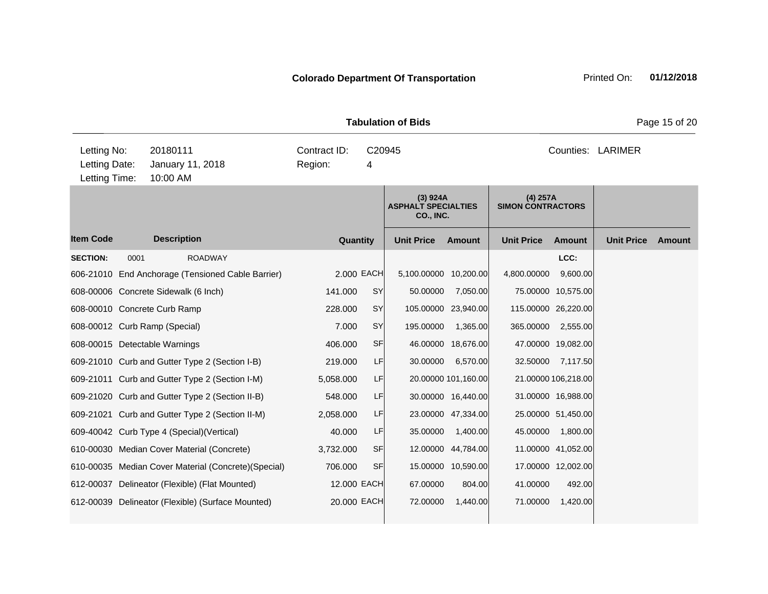**Colorado Department Of Transportation**

Printed On: **01/12/2018**

**Tabulation of Bids**

| | | | | | |
|---|---|---|---|---|---|
| Letting No: | 20180111 | Contract ID: | C20945 | Counties: | LARIMER |
| Letting Date: | January 11, 2018 | Region: | 4 | | |
| Letting Time: | 10:00 AM | | | | |

| Item Code | Description | Quantity | | (3) 924A ASPHALT SPECIALTIES CO., INC. Unit Price | Amount | (4) 257A SIMON CONTRACTORS Unit Price | Amount | Unit Price | Amount |
|---|---|---|---|---|---|---|---|---|---|
| **SECTION:** | 0001 ROADWAY | | | | | | LCC: | | |
| 606-21010 | End Anchorage (Tensioned Cable Barrier) | 2.000 | EACH | 5,100.00000 | 10,200.00 | 4,800.00000 | 9,600.00 | | |
| 608-00006 | Concrete Sidewalk (6 Inch) | 141.000 | SY | 50.00000 | 7,050.00 | 75.00000 | 10,575.00 | | |
| 608-00010 | Concrete Curb Ramp | 228.000 | SY | 105.00000 | 23,940.00 | 115.00000 | 26,220.00 | | |
| 608-00012 | Curb Ramp (Special) | 7.000 | SY | 195.00000 | 1,365.00 | 365.00000 | 2,555.00 | | |
| 608-00015 | Detectable Warnings | 406.000 | SF | 46.00000 | 18,676.00 | 47.00000 | 19,082.00 | | |
| 609-21010 | Curb and Gutter Type 2 (Section I-B) | 219.000 | LF | 30.00000 | 6,570.00 | 32.50000 | 7,117.50 | | |
| 609-21011 | Curb and Gutter Type 2 (Section I-M) | 5,058.000 | LF | 20.00000 | 101,160.00 | 21.00000 | 106,218.00 | | |
| 609-21020 | Curb and Gutter Type 2 (Section II-B) | 548.000 | LF | 30.00000 | 16,440.00 | 31.00000 | 16,988.00 | | |
| 609-21021 | Curb and Gutter Type 2 (Section II-M) | 2,058.000 | LF | 23.00000 | 47,334.00 | 25.00000 | 51,450.00 | | |
| 609-40042 | Curb Type 4 (Special)(Vertical) | 40.000 | LF | 35.00000 | 1,400.00 | 45.00000 | 1,800.00 | | |
| 610-00030 | Median Cover Material (Concrete) | 3,732.000 | SF | 12.00000 | 44,784.00 | 11.00000 | 41,052.00 | | |
| 610-00035 | Median Cover Material (Concrete)(Special) | 706.000 | SF | 15.00000 | 10,590.00 | 17.00000 | 12,002.00 | | |
| 612-00037 | Delineator (Flexible) (Flat Mounted) | 12.000 | EACH | 67.00000 | 804.00 | 41.00000 | 492.00 | | |
| 612-00039 | Delineator (Flexible) (Surface Mounted) | 20.000 | EACH | 72.00000 | 1,440.00 | 71.00000 | 1,420.00 | | |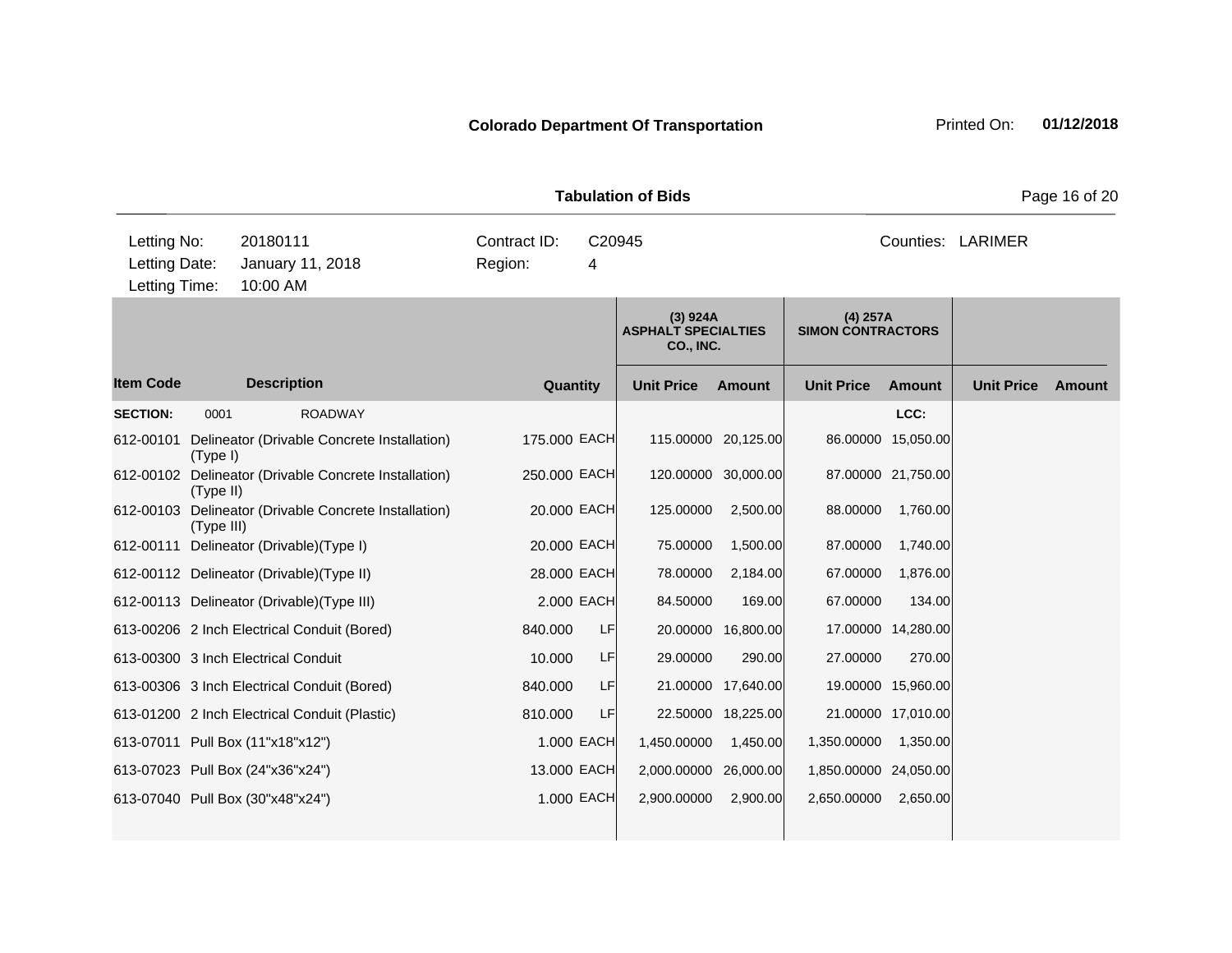**Colorado Department Of Transportation**

Printed On: **01/12/2018**

**Tabulation of Bids**

| | | | | | |
|---|---|---|---|---|---|
| Letting No: | 20180111 | Contract ID: | C20945 | Counties: | LARIMER |
| Letting Date: | January 11, 2018 | Region: | 4 | | |
| Letting Time: | 10:00 AM | | | | |

| Item Code | Description | Quantity | | (3) 924A ASPHALT SPECIALTIES CO., INC. Unit Price | Amount | (4) 257A SIMON CONTRACTORS Unit Price | Amount | Unit Price | Amount |
|---|---|---|---|---|---|---|---|---|---|
| **SECTION:** | 0001 ROADWAY | | | | | | LCC: | | |
| 612-00101 | Delineator (Drivable Concrete Installation) (Type I) | 175.000 | EACH | 115.00000 | 20,125.00 | 86.00000 | 15,050.00 | | |
| 612-00102 | Delineator (Drivable Concrete Installation) (Type II) | 250.000 | EACH | 120.00000 | 30,000.00 | 87.00000 | 21,750.00 | | |
| 612-00103 | Delineator (Drivable Concrete Installation) (Type III) | 20.000 | EACH | 125.00000 | 2,500.00 | 88.00000 | 1,760.00 | | |
| 612-00111 | Delineator (Drivable)(Type I) | 20.000 | EACH | 75.00000 | 1,500.00 | 87.00000 | 1,740.00 | | |
| 612-00112 | Delineator (Drivable)(Type II) | 28.000 | EACH | 78.00000 | 2,184.00 | 67.00000 | 1,876.00 | | |
| 612-00113 | Delineator (Drivable)(Type III) | 2.000 | EACH | 84.50000 | 169.00 | 67.00000 | 134.00 | | |
| 613-00206 | 2 Inch Electrical Conduit (Bored) | 840.000 | LF | 20.00000 | 16,800.00 | 17.00000 | 14,280.00 | | |
| 613-00300 | 3 Inch Electrical Conduit | 10.000 | LF | 29.00000 | 290.00 | 27.00000 | 270.00 | | |
| 613-00306 | 3 Inch Electrical Conduit (Bored) | 840.000 | LF | 21.00000 | 17,640.00 | 19.00000 | 15,960.00 | | |
| 613-01200 | 2 Inch Electrical Conduit (Plastic) | 810.000 | LF | 22.50000 | 18,225.00 | 21.00000 | 17,010.00 | | |
| 613-07011 | Pull Box (11"x18"x12") | 1.000 | EACH | 1,450.00000 | 1,450.00 | 1,350.00000 | 1,350.00 | | |
| 613-07023 | Pull Box (24"x36"x24") | 13.000 | EACH | 2,000.00000 | 26,000.00 | 1,850.00000 | 24,050.00 | | |
| 613-07040 | Pull Box (30"x48"x24") | 1.000 | EACH | 2,900.00000 | 2,900.00 | 2,650.00000 | 2,650.00 | | |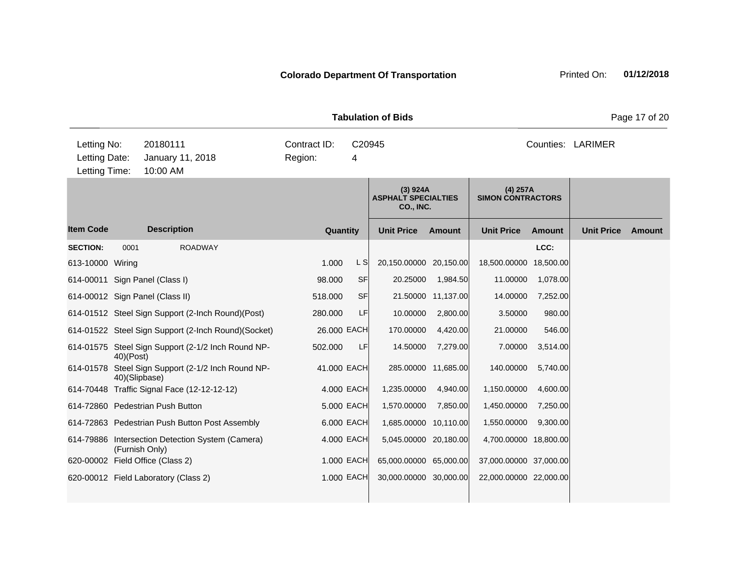**Colorado Department Of Transportation** Printed On: **01/12/2018**

**Tabulation of Bids**

| Letting No: | 20180111 | Contract ID: | C20945 | Counties: | LARIMER |
|---|---|---|---|---|---|
| Letting Date: | January 11, 2018 | Region: | 4 | | |
| Letting Time: | 10:00 AM | | | | |

| | | | | (3) 924A ASPHALT SPECIALTIES CO., INC. | | (4) 257A SIMON CONTRACTORS | | | |
|---|---|---|---|---|---|---|---|---|---|
| **Item Code** | **Description** | **Quantity** | | **Unit Price** | **Amount** | **Unit Price** | **Amount** | **Unit Price** | **Amount** |
| **SECTION:** | 0001 ROADWAY | | | | | | LCC: | | |
| 613-10000 | Wiring | 1.000 | L S | 20,150.00000 | 20,150.00 | 18,500.00000 | 18,500.00 | | |
| 614-00011 | Sign Panel (Class I) | 98.000 | SF | 20.25000 | 1,984.50 | 11.00000 | 1,078.00 | | |
| 614-00012 | Sign Panel (Class II) | 518.000 | SF | 21.50000 | 11,137.00 | 14.00000 | 7,252.00 | | |
| 614-01512 | Steel Sign Support (2-Inch Round)(Post) | 280.000 | LF | 10.00000 | 2,800.00 | 3.50000 | 980.00 | | |
| 614-01522 | Steel Sign Support (2-Inch Round)(Socket) | 26.000 | EACH | 170.00000 | 4,420.00 | 21.00000 | 546.00 | | |
| 614-01575 | Steel Sign Support (2-1/2 Inch Round NP-40)(Post) | 502.000 | LF | 14.50000 | 7,279.00 | 7.00000 | 3,514.00 | | |
| 614-01578 | Steel Sign Support (2-1/2 Inch Round NP-40)(Slipbase) | 41.000 | EACH | 285.00000 | 11,685.00 | 140.00000 | 5,740.00 | | |
| 614-70448 | Traffic Signal Face (12-12-12-12) | 4.000 | EACH | 1,235.00000 | 4,940.00 | 1,150.00000 | 4,600.00 | | |
| 614-72860 | Pedestrian Push Button | 5.000 | EACH | 1,570.00000 | 7,850.00 | 1,450.00000 | 7,250.00 | | |
| 614-72863 | Pedestrian Push Button Post Assembly | 6.000 | EACH | 1,685.00000 | 10,110.00 | 1,550.00000 | 9,300.00 | | |
| 614-79886 | Intersection Detection System (Camera) (Furnish Only) | 4.000 | EACH | 5,045.00000 | 20,180.00 | 4,700.00000 | 18,800.00 | | |
| 620-00002 | Field Office (Class 2) | 1.000 | EACH | 65,000.00000 | 65,000.00 | 37,000.00000 | 37,000.00 | | |
| 620-00012 | Field Laboratory (Class 2) | 1.000 | EACH | 30,000.00000 | 30,000.00 | 22,000.00000 | 22,000.00 | | |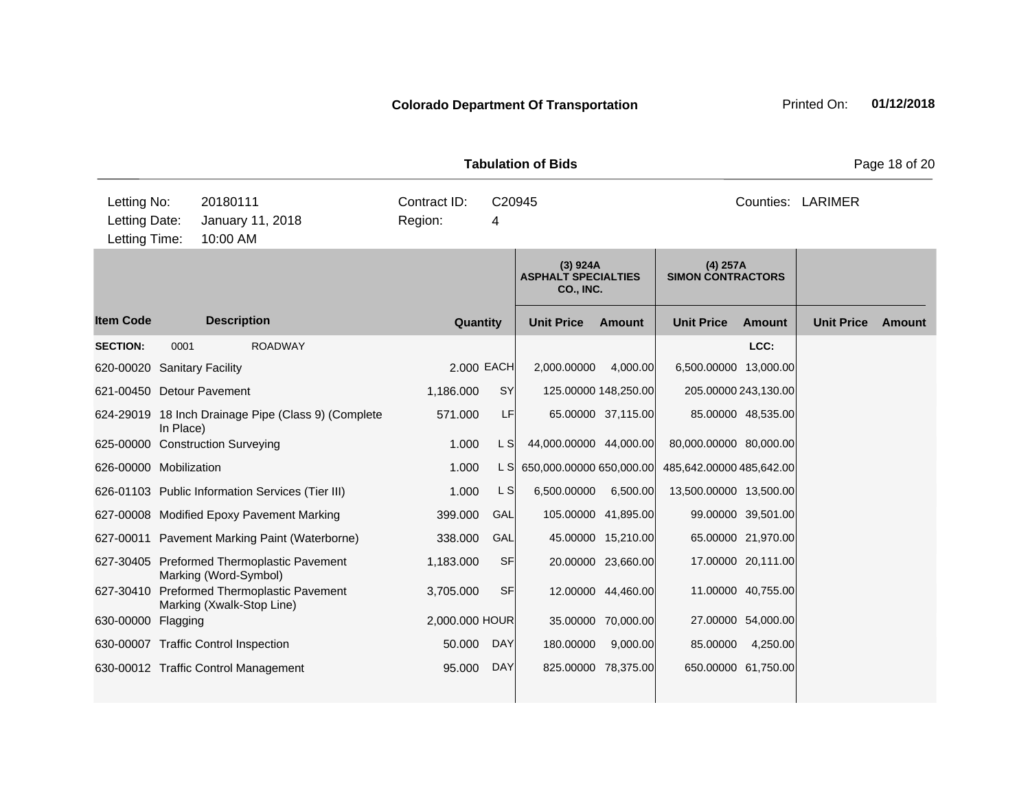**Colorado Department Of Transportation** Printed On: **01/12/2018**

**Tabulation of Bids**

| | | | |
|---|---|---|---|
| Letting No: | 20180111 | Contract ID: | C20945 | 
| Letting Date: | January 11, 2018 | Region: | 4 |
| Letting Time: | 10:00 AM | | |

Counties: LARIMER

| | | | | (3) 924A ASPHALT SPECIALTIES CO., INC. | | (4) 257A SIMON CONTRACTORS | | | |
|---|---|---|---|---|---|---|---|---|---|
| **Item Code** | **Description** | **Quantity** | | **Unit Price** | **Amount** | **Unit Price** | **Amount** | **Unit Price** | **Amount** |
| **SECTION:** | 0001 ROADWAY | | | | | | LCC: | | |
| 620-00020 | Sanitary Facility | 2.000 | EACH | 2,000.00000 | 4,000.00 | 6,500.00000 | 13,000.00 | | |
| 621-00450 | Detour Pavement | 1,186.000 | SY | 125.00000 | 148,250.00 | 205.00000 | 243,130.00 | | |
| 624-29019 | 18 Inch Drainage Pipe (Class 9) (Complete In Place) | 571.000 | LF | 65.00000 | 37,115.00 | 85.00000 | 48,535.00 | | |
| 625-00000 | Construction Surveying | 1.000 | L S | 44,000.00000 | 44,000.00 | 80,000.00000 | 80,000.00 | | |
| 626-00000 | Mobilization | 1.000 | L S | 650,000.00000 | 650,000.00 | 485,642.00000 | 485,642.00 | | |
| 626-01103 | Public Information Services (Tier III) | 1.000 | L S | 6,500.00000 | 6,500.00 | 13,500.00000 | 13,500.00 | | |
| 627-00008 | Modified Epoxy Pavement Marking | 399.000 | GAL | 105.00000 | 41,895.00 | 99.00000 | 39,501.00 | | |
| 627-00011 | Pavement Marking Paint (Waterborne) | 338.000 | GAL | 45.00000 | 15,210.00 | 65.00000 | 21,970.00 | | |
| 627-30405 | Preformed Thermoplastic Pavement Marking (Word-Symbol) | 1,183.000 | SF | 20.00000 | 23,660.00 | 17.00000 | 20,111.00 | | |
| 627-30410 | Preformed Thermoplastic Pavement Marking (Xwalk-Stop Line) | 3,705.000 | SF | 12.00000 | 44,460.00 | 11.00000 | 40,755.00 | | |
| 630-00000 | Flagging | 2,000.000 | HOUR | 35.00000 | 70,000.00 | 27.00000 | 54,000.00 | | |
| 630-00007 | Traffic Control Inspection | 50.000 | DAY | 180.00000 | 9,000.00 | 85.00000 | 4,250.00 | | |
| 630-00012 | Traffic Control Management | 95.000 | DAY | 825.00000 | 78,375.00 | 650.00000 | 61,750.00 | | |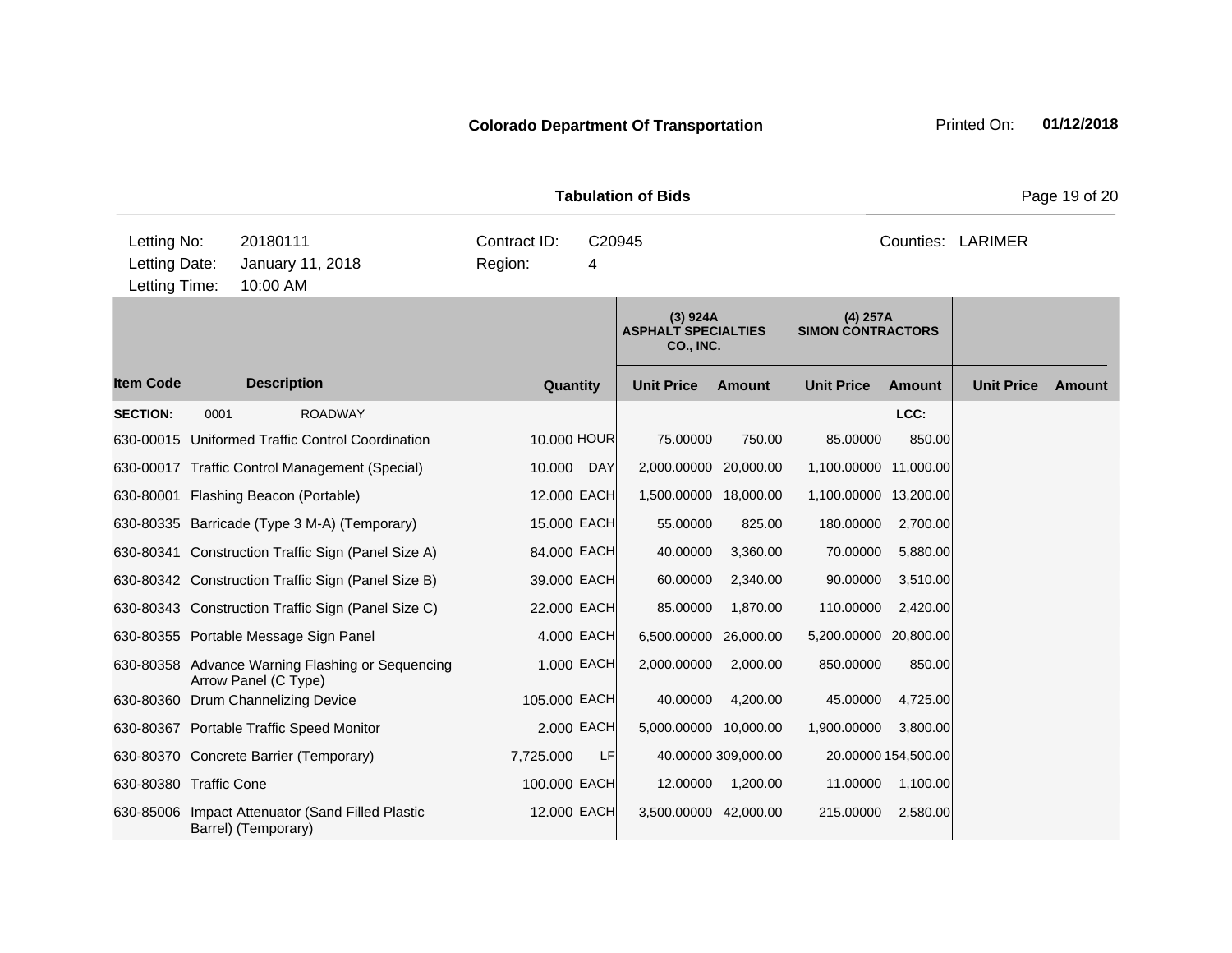**Colorado Department Of Transportation** Printed On: **01/12/2018**

**Tabulation of Bids**

| | | | |
|---|---|---|---|
| Letting No: | 20180111 | Contract ID: | C20945 | Counties: LARIMER |
| Letting Date: | January 11, 2018 | Region: | 4 | |
| Letting Time: | 10:00 AM | | | |

| | | | | (3) 924A ASPHALT SPECIALTIES CO., INC. | | (4) 257A SIMON CONTRACTORS | | | |
|---|---|---|---|---|---|---|---|---|---|
| **Item Code** | **Description** | **Quantity** | | **Unit Price** | **Amount** | **Unit Price** | **Amount** | **Unit Price** | **Amount** |
| **SECTION:** | 0001 ROADWAY | | | | | | LCC: | | |
| 630-00015 | Uniformed Traffic Control Coordination | 10.000 | HOUR | 75.00000 | 750.00 | 85.00000 | 850.00 | | |
| 630-00017 | Traffic Control Management (Special) | 10.000 | DAY | 2,000.00000 | 20,000.00 | 1,100.00000 | 11,000.00 | | |
| 630-80001 | Flashing Beacon (Portable) | 12.000 | EACH | 1,500.00000 | 18,000.00 | 1,100.00000 | 13,200.00 | | |
| 630-80335 | Barricade (Type 3 M-A) (Temporary) | 15.000 | EACH | 55.00000 | 825.00 | 180.00000 | 2,700.00 | | |
| 630-80341 | Construction Traffic Sign (Panel Size A) | 84.000 | EACH | 40.00000 | 3,360.00 | 70.00000 | 5,880.00 | | |
| 630-80342 | Construction Traffic Sign (Panel Size B) | 39.000 | EACH | 60.00000 | 2,340.00 | 90.00000 | 3,510.00 | | |
| 630-80343 | Construction Traffic Sign (Panel Size C) | 22.000 | EACH | 85.00000 | 1,870.00 | 110.00000 | 2,420.00 | | |
| 630-80355 | Portable Message Sign Panel | 4.000 | EACH | 6,500.00000 | 26,000.00 | 5,200.00000 | 20,800.00 | | |
| 630-80358 | Advance Warning Flashing or Sequencing Arrow Panel (C Type) | 1.000 | EACH | 2,000.00000 | 2,000.00 | 850.00000 | 850.00 | | |
| 630-80360 | Drum Channelizing Device | 105.000 | EACH | 40.00000 | 4,200.00 | 45.00000 | 4,725.00 | | |
| 630-80367 | Portable Traffic Speed Monitor | 2.000 | EACH | 5,000.00000 | 10,000.00 | 1,900.00000 | 3,800.00 | | |
| 630-80370 | Concrete Barrier (Temporary) | 7,725.000 | LF | 40.00000 | 309,000.00 | 20.00000 | 154,500.00 | | |
| 630-80380 | Traffic Cone | 100.000 | EACH | 12.00000 | 1,200.00 | 11.00000 | 1,100.00 | | |
| 630-85006 | Impact Attenuator (Sand Filled Plastic Barrel) (Temporary) | 12.000 | EACH | 3,500.00000 | 42,000.00 | 215.00000 | 2,580.00 | | |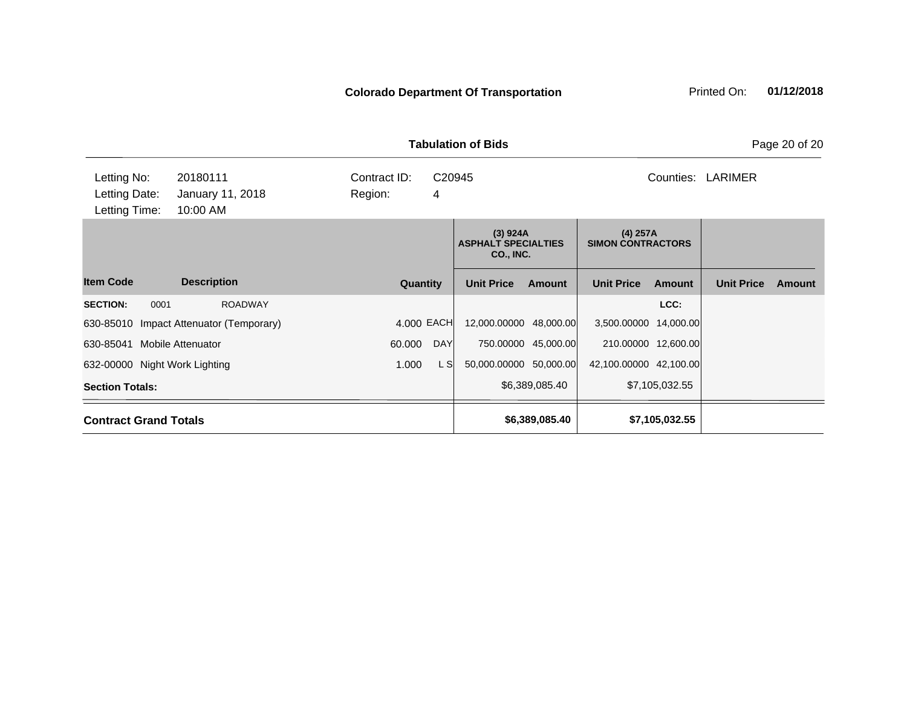**Colorado Department Of Transportation** Printed On: **01/12/2018**

**Tabulation of Bids**

| Letting No: | 20180111 | Contract ID: | C20945 | Counties: | LARIMER |
|---|---|---|---|---|---|
| Letting Date: | January 11, 2018 | Region: | 4 | | |
| Letting Time: | 10:00 AM | | | | |

| | | | | (3) 924A ASPHALT SPECIALTIES CO., INC. | | (4) 257A SIMON CONTRACTORS | | | |
|---|---|---|---|---|---|---|---|---|---|
| **Item Code** | **Description** | **Quantity** | | **Unit Price** | **Amount** | **Unit Price** | **Amount** | **Unit Price** | **Amount** |
| **SECTION:** 0001 | ROADWAY | | | | | | **LCC:** | | |
| 630-85010 | Impact Attenuator (Temporary) | 4.000 | EACH | 12,000.00000 | 48,000.00 | 3,500.00000 | 14,000.00 | | |
| 630-85041 | Mobile Attenuator | 60.000 | DAY | 750.00000 | 45,000.00 | 210.00000 | 12,600.00 | | |
| 632-00000 | Night Work Lighting | 1.000 | L S | 50,000.00000 | 50,000.00 | 42,100.00000 | 42,100.00 | | |
| **Section Totals:** | | | | | $6,389,085.40 | | $7,105,032.55 | | |
| **Contract Grand Totals** | | | | | **$6,389,085.40** | | **$7,105,032.55** | | |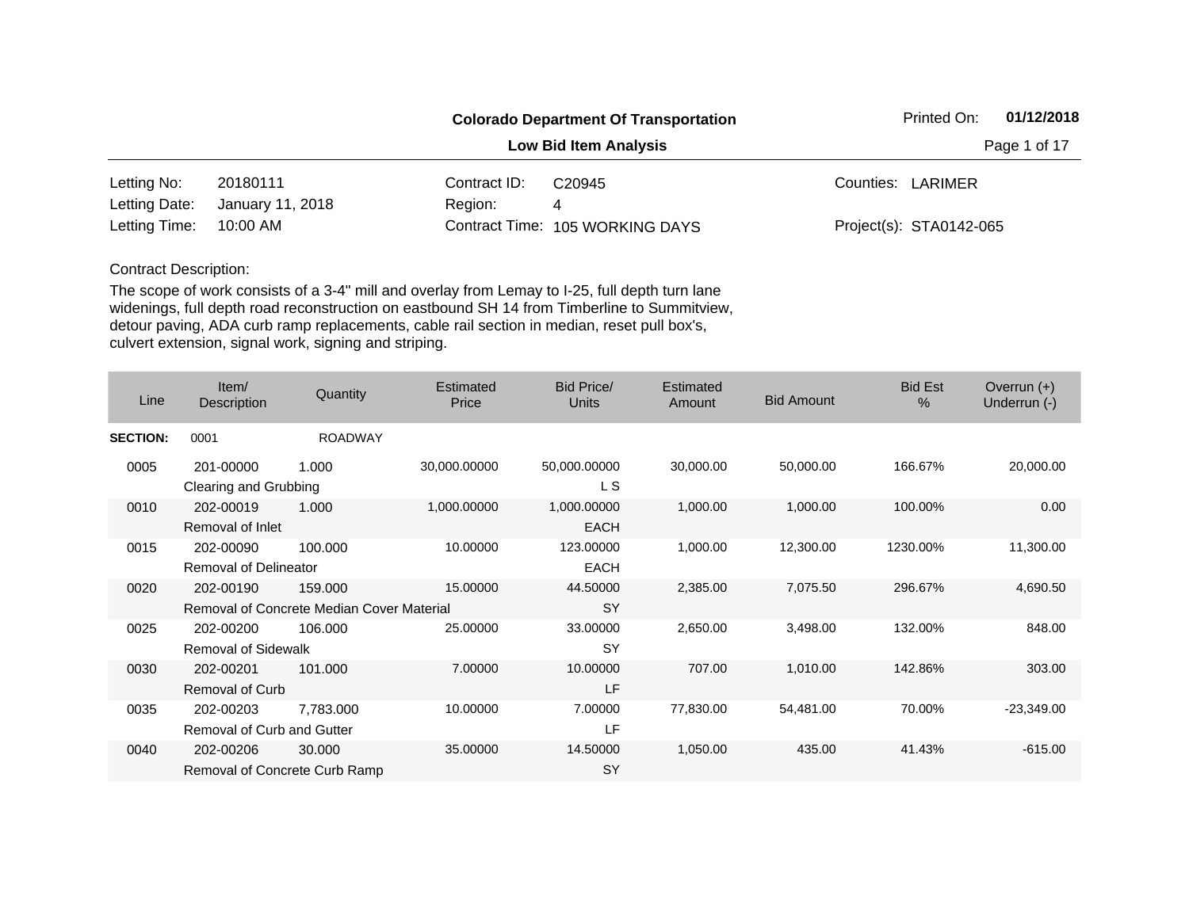**Colorado Department Of Transportation**

**Low Bid Item Analysis**

Printed On: **01/12/2018**

| | | | | | |
|---|---|---|---|---|---|
| Letting No: | 20180111 | Contract ID: | C20945 | Counties: | LARIMER |
| Letting Date: | January 11, 2018 | Region: | 4 | | |
| Letting Time: | 10:00 AM | Contract Time: | 105 WORKING DAYS | Project(s): | STA0142-065 |

Contract Description:

The scope of work consists of a 3-4" mill and overlay from Lemay to I-25, full depth turn lane widenings, full depth road reconstruction on eastbound SH 14 from Timberline to Summitview, detour paving, ADA curb ramp replacements, cable rail section in median, reset pull box's, culvert extension, signal work, signing and striping.

| Line | Item/ Description | Quantity | Estimated Price | Bid Price/ Units | Estimated Amount | Bid Amount | Bid Est % | Overrun (+) Underrun (-) |
|---|---|---|---|---|---|---|---|---|
| **SECTION:** | 0001 | ROADWAY | | | | | | |
| 0005 | 201-00000 Clearing and Grubbing | 1.000 | 30,000.00000 | 50,000.00000 L S | 30,000.00 | 50,000.00 | 166.67% | 20,000.00 |
| 0010 | 202-00019 Removal of Inlet | 1.000 | 1,000.00000 | 1,000.00000 EACH | 1,000.00 | 1,000.00 | 100.00% | 0.00 |
| 0015 | 202-00090 Removal of Delineator | 100.000 | 10.00000 | 123.00000 EACH | 1,000.00 | 12,300.00 | 1230.00% | 11,300.00 |
| 0020 | 202-00190 Removal of Concrete Median Cover Material | 159.000 | 15.00000 | 44.50000 SY | 2,385.00 | 7,075.50 | 296.67% | 4,690.50 |
| 0025 | 202-00200 Removal of Sidewalk | 106.000 | 25.00000 | 33.00000 SY | 2,650.00 | 3,498.00 | 132.00% | 848.00 |
| 0030 | 202-00201 Removal of Curb | 101.000 | 7.00000 | 10.00000 LF | 707.00 | 1,010.00 | 142.86% | 303.00 |
| 0035 | 202-00203 Removal of Curb and Gutter | 7,783.000 | 10.00000 | 7.00000 LF | 77,830.00 | 54,481.00 | 70.00% | -23,349.00 |
| 0040 | 202-00206 Removal of Concrete Curb Ramp | 30.000 | 35.00000 | 14.50000 SY | 1,050.00 | 435.00 | 41.43% | -615.00 |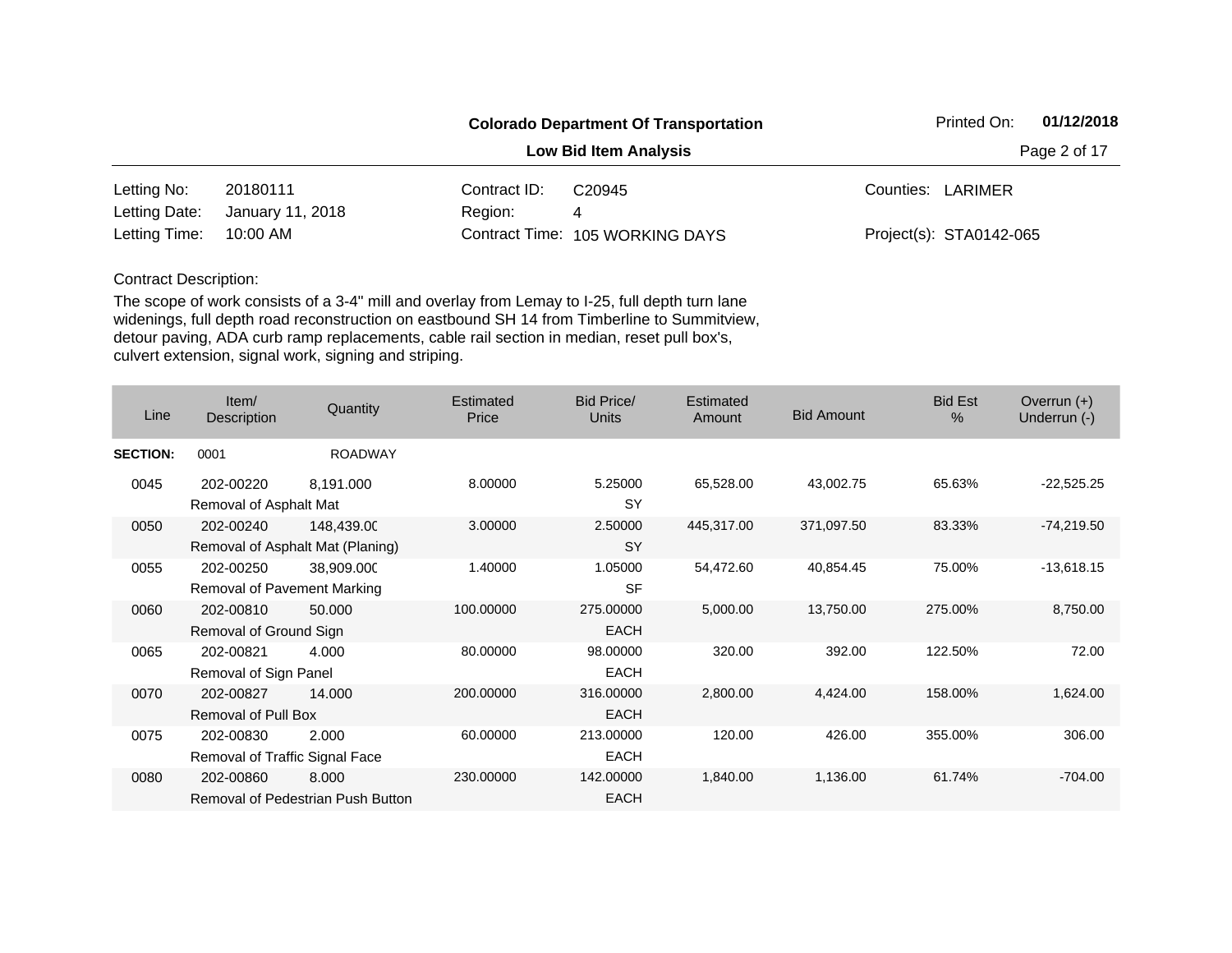**Colorado Department Of Transportation**

**Low Bid Item Analysis**

Printed On: **01/12/2018**

| | | | | | |
|---|---|---|---|---|---|
| Letting No: | 20180111 | Contract ID: | C20945 | Counties: | LARIMER |
| Letting Date: | January 11, 2018 | Region: | 4 | | |
| Letting Time: | 10:00 AM | Contract Time: | 105 WORKING DAYS | Project(s): | STA0142-065 |

Contract Description:

The scope of work consists of a 3-4" mill and overlay from Lemay to I-25, full depth turn lane widenings, full depth road reconstruction on eastbound SH 14 from Timberline to Summitview, detour paving, ADA curb ramp replacements, cable rail section in median, reset pull box's, culvert extension, signal work, signing and striping.

| Line | Item/ Description | Quantity | Estimated Price | Bid Price/ Units | Estimated Amount | Bid Amount | Bid Est % | Overrun (+) Underrun (-) |
|---|---|---|---|---|---|---|---|---|
| **SECTION:** | 0001 | ROADWAY | | | | | | |
| 0045 | 202-00220 Removal of Asphalt Mat | 8,191.000 | 8.00000 | 5.25000 SY | 65,528.00 | 43,002.75 | 65.63% | -22,525.25 |
| 0050 | 202-00240 Removal of Asphalt Mat (Planing) | 148,439.00 | 3.00000 | 2.50000 SY | 445,317.00 | 371,097.50 | 83.33% | -74,219.50 |
| 0055 | 202-00250 Removal of Pavement Marking | 38,909.000 | 1.40000 | 1.05000 SF | 54,472.60 | 40,854.45 | 75.00% | -13,618.15 |
| 0060 | 202-00810 Removal of Ground Sign | 50.000 | 100.00000 | 275.00000 EACH | 5,000.00 | 13,750.00 | 275.00% | 8,750.00 |
| 0065 | 202-00821 Removal of Sign Panel | 4.000 | 80.00000 | 98.00000 EACH | 320.00 | 392.00 | 122.50% | 72.00 |
| 0070 | 202-00827 Removal of Pull Box | 14.000 | 200.00000 | 316.00000 EACH | 2,800.00 | 4,424.00 | 158.00% | 1,624.00 |
| 0075 | 202-00830 Removal of Traffic Signal Face | 2.000 | 60.00000 | 213.00000 EACH | 120.00 | 426.00 | 355.00% | 306.00 |
| 0080 | 202-00860 Removal of Pedestrian Push Button | 8.000 | 230.00000 | 142.00000 EACH | 1,840.00 | 1,136.00 | 61.74% | -704.00 |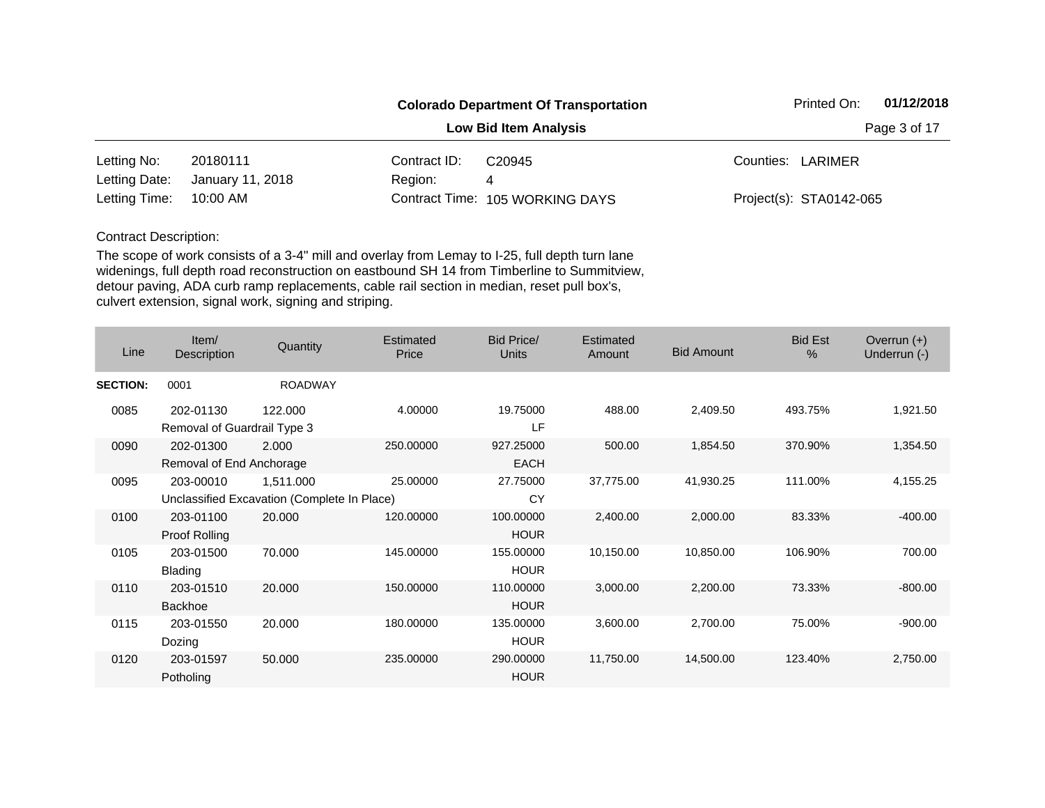**Colorado Department Of Transportation**

**Low Bid Item Analysis**

Printed On: **01/12/2018**

| | | | | | |
|---|---|---|---|---|---|
| Letting No: | 20180111 | Contract ID: | C20945 | Counties: | LARIMER |
| Letting Date: | January 11, 2018 | Region: | 4 | | |
| Letting Time: | 10:00 AM | Contract Time: | 105 WORKING DAYS | Project(s): | STA0142-065 |

Contract Description:

The scope of work consists of a 3-4" mill and overlay from Lemay to I-25, full depth turn lane widenings, full depth road reconstruction on eastbound SH 14 from Timberline to Summitview, detour paving, ADA curb ramp replacements, cable rail section in median, reset pull box's, culvert extension, signal work, signing and striping.

| Line | Item/ Description | Quantity | Estimated Price | Bid Price/ Units | Estimated Amount | Bid Amount | Bid Est % | Overrun (+) Underrun (-) |
|---|---|---|---|---|---|---|---|---|
| **SECTION:** | 0001 | ROADWAY | | | | | | |
| 0085 | 202-01130 Removal of Guardrail Type 3 | 122.000 | 4.00000 | 19.75000 LF | 488.00 | 2,409.50 | 493.75% | 1,921.50 |
| 0090 | 202-01300 Removal of End Anchorage | 2.000 | 250.00000 | 927.25000 EACH | 500.00 | 1,854.50 | 370.90% | 1,354.50 |
| 0095 | 203-00010 Unclassified Excavation (Complete In Place) | 1,511.000 | 25.00000 | 27.75000 CY | 37,775.00 | 41,930.25 | 111.00% | 4,155.25 |
| 0100 | 203-01100 Proof Rolling | 20.000 | 120.00000 | 100.00000 HOUR | 2,400.00 | 2,000.00 | 83.33% | -400.00 |
| 0105 | 203-01500 Blading | 70.000 | 145.00000 | 155.00000 HOUR | 10,150.00 | 10,850.00 | 106.90% | 700.00 |
| 0110 | 203-01510 Backhoe | 20.000 | 150.00000 | 110.00000 HOUR | 3,000.00 | 2,200.00 | 73.33% | -800.00 |
| 0115 | 203-01550 Dozing | 20.000 | 180.00000 | 135.00000 HOUR | 3,600.00 | 2,700.00 | 75.00% | -900.00 |
| 0120 | 203-01597 Potholing | 50.000 | 235.00000 | 290.00000 HOUR | 11,750.00 | 14,500.00 | 123.40% | 2,750.00 |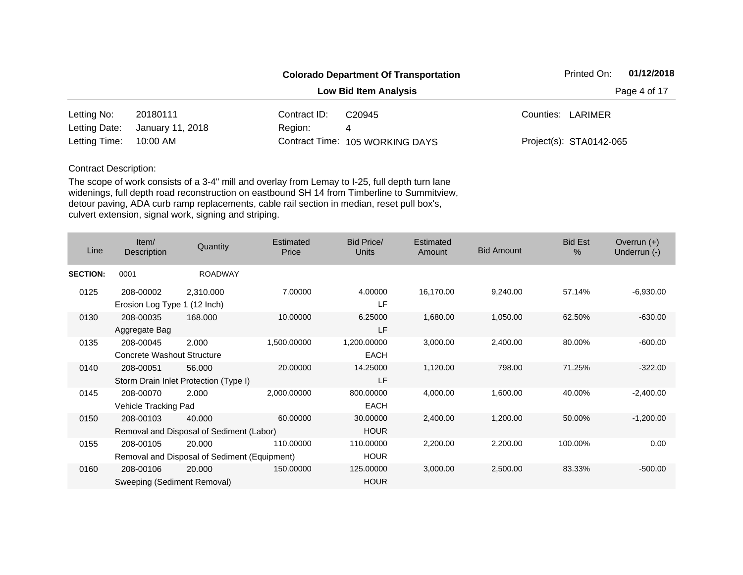**Colorado Department Of Transportation**

**Low Bid Item Analysis**

Printed On: **01/12/2018**

| | | | | | |
|---|---|---|---|---|---|
| Letting No: | 20180111 | Contract ID: | C20945 | Counties: | LARIMER |
| Letting Date: | January 11, 2018 | Region: | 4 | | |
| Letting Time: | 10:00 AM | Contract Time: | 105 WORKING DAYS | Project(s): | STA0142-065 |

Contract Description:

The scope of work consists of a 3-4" mill and overlay from Lemay to I-25, full depth turn lane widenings, full depth road reconstruction on eastbound SH 14 from Timberline to Summitview, detour paving, ADA curb ramp replacements, cable rail section in median, reset pull box's, culvert extension, signal work, signing and striping.

| Line | Item/ Description | Quantity | Estimated Price | Bid Price/ Units | Estimated Amount | Bid Amount | Bid Est % | Overrun (+) Underrun (-) |
|---|---|---|---|---|---|---|---|---|
| **SECTION:** | 0001 | ROADWAY | | | | | | |
| 0125 | 208-00002 Erosion Log Type 1 (12 Inch) | 2,310.000 | 7.00000 | 4.00000 LF | 16,170.00 | 9,240.00 | 57.14% | -6,930.00 |
| 0130 | 208-00035 Aggregate Bag | 168.000 | 10.00000 | 6.25000 LF | 1,680.00 | 1,050.00 | 62.50% | -630.00 |
| 0135 | 208-00045 Concrete Washout Structure | 2.000 | 1,500.00000 | 1,200.00000 EACH | 3,000.00 | 2,400.00 | 80.00% | -600.00 |
| 0140 | 208-00051 Storm Drain Inlet Protection (Type I) | 56.000 | 20.00000 | 14.25000 LF | 1,120.00 | 798.00 | 71.25% | -322.00 |
| 0145 | 208-00070 Vehicle Tracking Pad | 2.000 | 2,000.00000 | 800.00000 EACH | 4,000.00 | 1,600.00 | 40.00% | -2,400.00 |
| 0150 | 208-00103 Removal and Disposal of Sediment (Labor) | 40.000 | 60.00000 | 30.00000 HOUR | 2,400.00 | 1,200.00 | 50.00% | -1,200.00 |
| 0155 | 208-00105 Removal and Disposal of Sediment (Equipment) | 20.000 | 110.00000 | 110.00000 HOUR | 2,200.00 | 2,200.00 | 100.00% | 0.00 |
| 0160 | 208-00106 Sweeping (Sediment Removal) | 20.000 | 150.00000 | 125.00000 HOUR | 3,000.00 | 2,500.00 | 83.33% | -500.00 |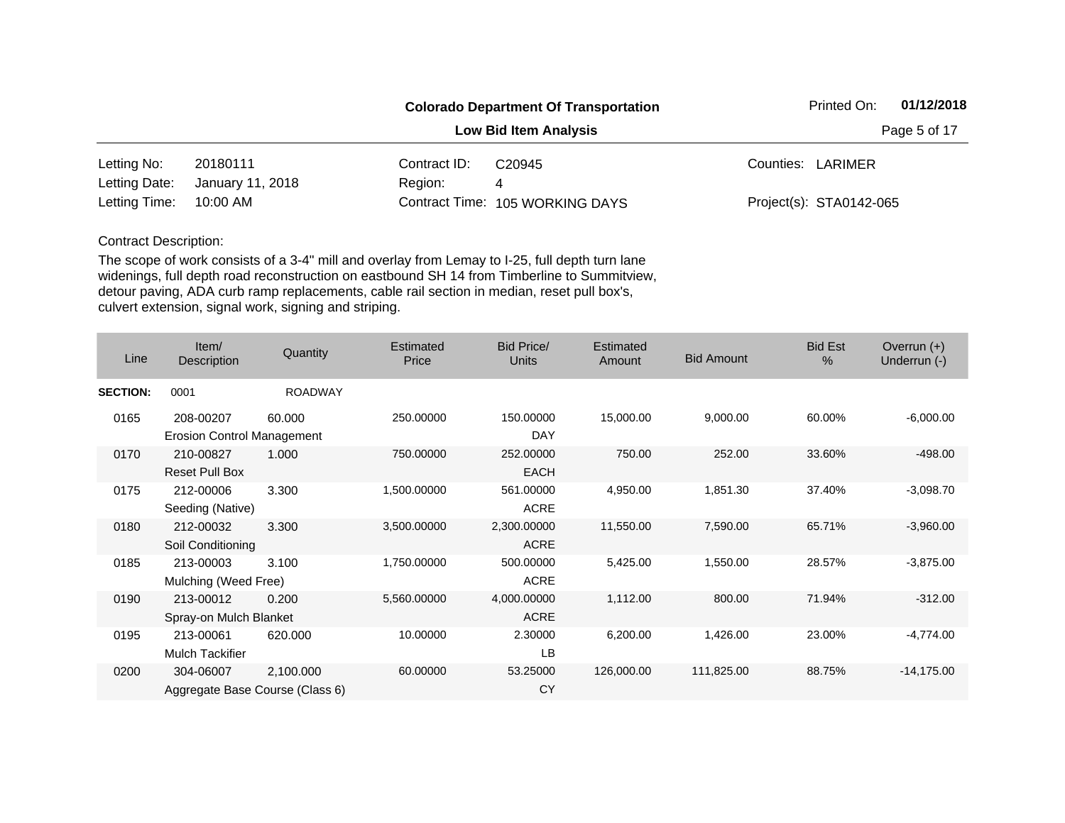**Colorado Department Of Transportation**

**Low Bid Item Analysis**

Printed On: **01/12/2018**

| | | | | | |
|---|---|---|---|---|---|
| Letting No: | 20180111 | Contract ID: | C20945 | Counties: | LARIMER |
| Letting Date: | January 11, 2018 | Region: | 4 | | |
| Letting Time: | 10:00 AM | Contract Time: | 105 WORKING DAYS | Project(s): | STA0142-065 |

Contract Description:

The scope of work consists of a 3-4" mill and overlay from Lemay to I-25, full depth turn lane widenings, full depth road reconstruction on eastbound SH 14 from Timberline to Summitview, detour paving, ADA curb ramp replacements, cable rail section in median, reset pull box's, culvert extension, signal work, signing and striping.

| Line | Item/ Description | Quantity | Estimated Price | Bid Price/ Units | Estimated Amount | Bid Amount | Bid Est % | Overrun (+) Underrun (-) |
|---|---|---|---|---|---|---|---|---|
| **SECTION:** | 0001 | ROADWAY | | | | | | |
| 0165 | 208-00207 Erosion Control Management | 60.000 | 250.00000 | 150.00000 DAY | 15,000.00 | 9,000.00 | 60.00% | -6,000.00 |
| 0170 | 210-00827 Reset Pull Box | 1.000 | 750.00000 | 252.00000 EACH | 750.00 | 252.00 | 33.60% | -498.00 |
| 0175 | 212-00006 Seeding (Native) | 3.300 | 1,500.00000 | 561.00000 ACRE | 4,950.00 | 1,851.30 | 37.40% | -3,098.70 |
| 0180 | 212-00032 Soil Conditioning | 3.300 | 3,500.00000 | 2,300.00000 ACRE | 11,550.00 | 7,590.00 | 65.71% | -3,960.00 |
| 0185 | 213-00003 Mulching (Weed Free) | 3.100 | 1,750.00000 | 500.00000 ACRE | 5,425.00 | 1,550.00 | 28.57% | -3,875.00 |
| 0190 | 213-00012 Spray-on Mulch Blanket | 0.200 | 5,560.00000 | 4,000.00000 ACRE | 1,112.00 | 800.00 | 71.94% | -312.00 |
| 0195 | 213-00061 Mulch Tackifier | 620.000 | 10.00000 | 2.30000 LB | 6,200.00 | 1,426.00 | 23.00% | -4,774.00 |
| 0200 | 304-06007 Aggregate Base Course (Class 6) | 2,100.000 | 60.00000 | 53.25000 CY | 126,000.00 | 111,825.00 | 88.75% | -14,175.00 |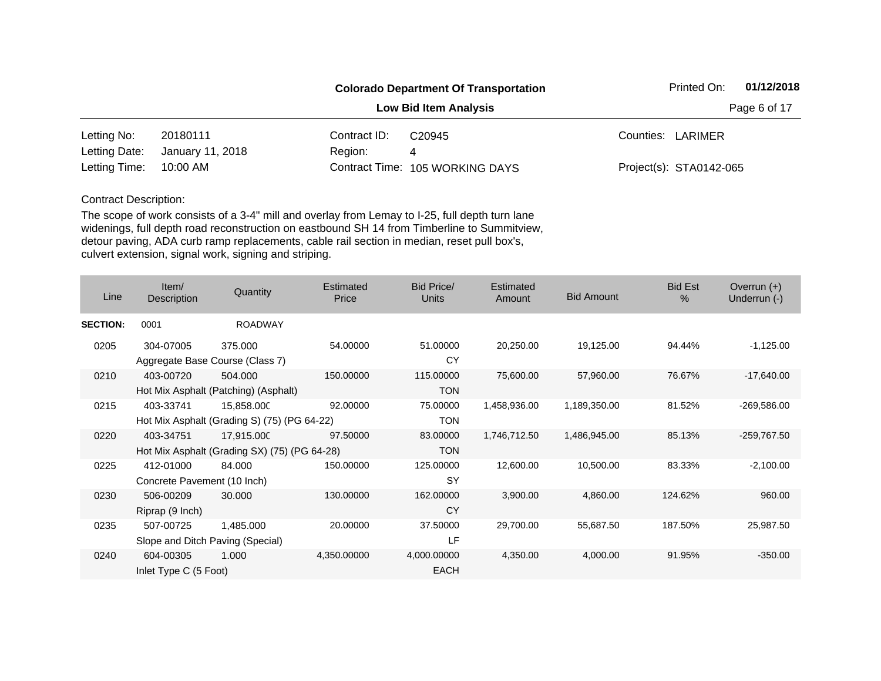**Colorado Department Of Transportation**

**Low Bid Item Analysis**

Printed On: **01/12/2018**

| | | | | | |
|---|---|---|---|---|---|
| Letting No: | 20180111 | Contract ID: | C20945 | Counties: | LARIMER |
| Letting Date: | January 11, 2018 | Region: | 4 | | |
| Letting Time: | 10:00 AM | Contract Time: | 105 WORKING DAYS | Project(s): | STA0142-065 |

Contract Description:

The scope of work consists of a 3-4" mill and overlay from Lemay to I-25, full depth turn lane widenings, full depth road reconstruction on eastbound SH 14 from Timberline to Summitview, detour paving, ADA curb ramp replacements, cable rail section in median, reset pull box's, culvert extension, signal work, signing and striping.

| Line | Item/ Description | Quantity | Estimated Price | Bid Price/ Units | Estimated Amount | Bid Amount | Bid Est % | Overrun (+) Underrun (-) |
|---|---|---|---|---|---|---|---|---|
| **SECTION:** | 0001 | ROADWAY | | | | | | |
| 0205 | 304-07005 Aggregate Base Course (Class 7) | 375.000 | 54.00000 | 51.00000 CY | 20,250.00 | 19,125.00 | 94.44% | -1,125.00 |
| 0210 | 403-00720 Hot Mix Asphalt (Patching) (Asphalt) | 504.000 | 150.00000 | 115.00000 TON | 75,600.00 | 57,960.00 | 76.67% | -17,640.00 |
| 0215 | 403-33741 Hot Mix Asphalt (Grading S) (75) (PG 64-22) | 15,858.000 | 92.00000 | 75.00000 TON | 1,458,936.00 | 1,189,350.00 | 81.52% | -269,586.00 |
| 0220 | 403-34751 Hot Mix Asphalt (Grading SX) (75) (PG 64-28) | 17,915.000 | 97.50000 | 83.00000 TON | 1,746,712.50 | 1,486,945.00 | 85.13% | -259,767.50 |
| 0225 | 412-01000 Concrete Pavement (10 Inch) | 84.000 | 150.00000 | 125.00000 SY | 12,600.00 | 10,500.00 | 83.33% | -2,100.00 |
| 0230 | 506-00209 Riprap (9 Inch) | 30.000 | 130.00000 | 162.00000 CY | 3,900.00 | 4,860.00 | 124.62% | 960.00 |
| 0235 | 507-00725 Slope and Ditch Paving (Special) | 1,485.000 | 20.00000 | 37.50000 LF | 29,700.00 | 55,687.50 | 187.50% | 25,987.50 |
| 0240 | 604-00305 Inlet Type C (5 Foot) | 1.000 | 4,350.00000 | 4,000.00000 EACH | 4,350.00 | 4,000.00 | 91.95% | -350.00 |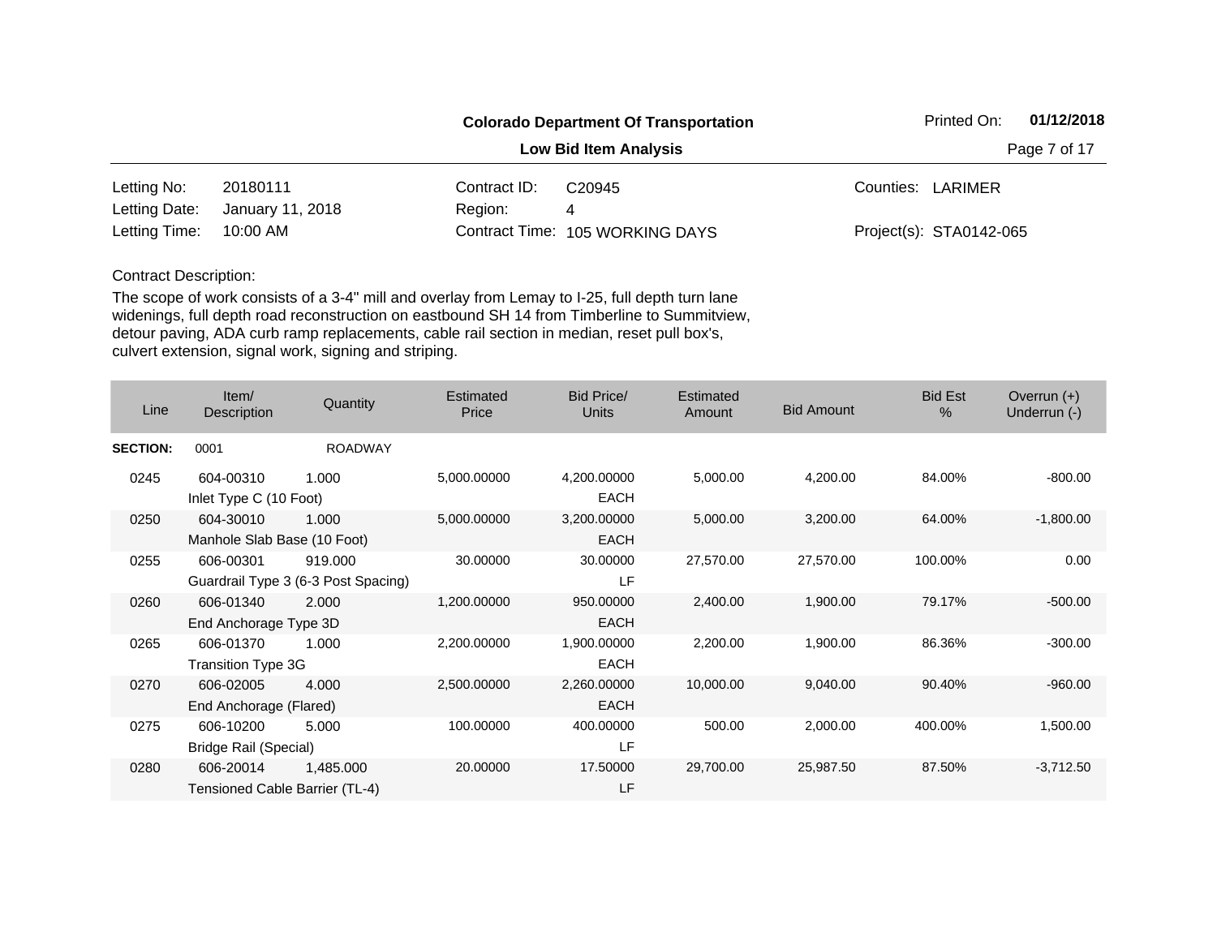**Colorado Department Of Transportation**

**Low Bid Item Analysis**

Printed On: **01/12/2018**

| | | | | | |
|---|---|---|---|---|---|
| Letting No: | 20180111 | Contract ID: | C20945 | Counties: | LARIMER |
| Letting Date: | January 11, 2018 | Region: | 4 | | |
| Letting Time: | 10:00 AM | Contract Time: | 105 WORKING DAYS | Project(s): | STA0142-065 |

Contract Description:

The scope of work consists of a 3-4" mill and overlay from Lemay to I-25, full depth turn lane widenings, full depth road reconstruction on eastbound SH 14 from Timberline to Summitview, detour paving, ADA curb ramp replacements, cable rail section in median, reset pull box's, culvert extension, signal work, signing and striping.

| Line | Item/ Description | Quantity | Estimated Price | Bid Price/ Units | Estimated Amount | Bid Amount | Bid Est % | Overrun (+) Underrun (-) |
|---|---|---|---|---|---|---|---|---|
| **SECTION:** | 0001 | ROADWAY | | | | | | |
| 0245 | 604-00310 Inlet Type C (10 Foot) | 1.000 | 5,000.00000 | 4,200.00000 EACH | 5,000.00 | 4,200.00 | 84.00% | -800.00 |
| 0250 | 604-30010 Manhole Slab Base (10 Foot) | 1.000 | 5,000.00000 | 3,200.00000 EACH | 5,000.00 | 3,200.00 | 64.00% | -1,800.00 |
| 0255 | 606-00301 Guardrail Type 3 (6-3 Post Spacing) | 919.000 | 30.00000 | 30.00000 LF | 27,570.00 | 27,570.00 | 100.00% | 0.00 |
| 0260 | 606-01340 End Anchorage Type 3D | 2.000 | 1,200.00000 | 950.00000 EACH | 2,400.00 | 1,900.00 | 79.17% | -500.00 |
| 0265 | 606-01370 Transition Type 3G | 1.000 | 2,200.00000 | 1,900.00000 EACH | 2,200.00 | 1,900.00 | 86.36% | -300.00 |
| 0270 | 606-02005 End Anchorage (Flared) | 4.000 | 2,500.00000 | 2,260.00000 EACH | 10,000.00 | 9,040.00 | 90.40% | -960.00 |
| 0275 | 606-10200 Bridge Rail (Special) | 5.000 | 100.00000 | 400.00000 LF | 500.00 | 2,000.00 | 400.00% | 1,500.00 |
| 0280 | 606-20014 Tensioned Cable Barrier (TL-4) | 1,485.000 | 20.00000 | 17.50000 LF | 29,700.00 | 25,987.50 | 87.50% | -3,712.50 |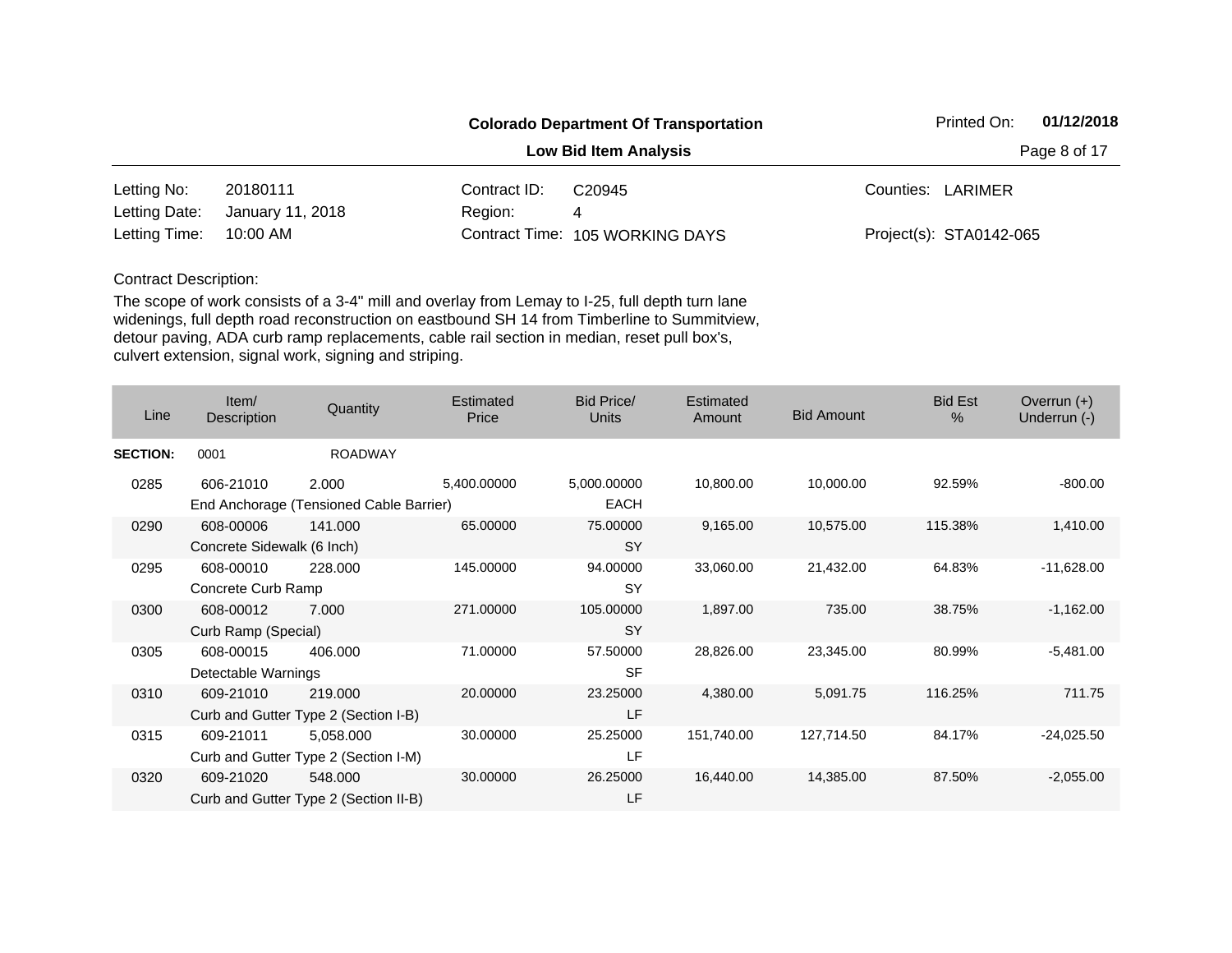**Colorado Department Of Transportation**

**Low Bid Item Analysis**

Printed On: **01/12/2018**

| | | | | | |
|---|---|---|---|---|---|
| Letting No: | 20180111 | Contract ID: | C20945 | Counties: | LARIMER |
| Letting Date: | January 11, 2018 | Region: | 4 | | |
| Letting Time: | 10:00 AM | Contract Time: | 105 WORKING DAYS | Project(s): | STA0142-065 |

Contract Description:

The scope of work consists of a 3-4" mill and overlay from Lemay to I-25, full depth turn lane widenings, full depth road reconstruction on eastbound SH 14 from Timberline to Summitview, detour paving, ADA curb ramp replacements, cable rail section in median, reset pull box's, culvert extension, signal work, signing and striping.

| Line | Item/ Description | Quantity | Estimated Price | Bid Price/ Units | Estimated Amount | Bid Amount | Bid Est % | Overrun (+) Underrun (-) |
|---|---|---|---|---|---|---|---|---|
| **SECTION:** | 0001 | ROADWAY | | | | | | |
| 0285 | 606-21010 End Anchorage (Tensioned Cable Barrier) | 2.000 | 5,400.00000 | 5,000.00000 EACH | 10,800.00 | 10,000.00 | 92.59% | -800.00 |
| 0290 | 608-00006 Concrete Sidewalk (6 Inch) | 141.000 | 65.00000 | 75.00000 SY | 9,165.00 | 10,575.00 | 115.38% | 1,410.00 |
| 0295 | 608-00010 Concrete Curb Ramp | 228.000 | 145.00000 | 94.00000 SY | 33,060.00 | 21,432.00 | 64.83% | -11,628.00 |
| 0300 | 608-00012 Curb Ramp (Special) | 7.000 | 271.00000 | 105.00000 SY | 1,897.00 | 735.00 | 38.75% | -1,162.00 |
| 0305 | 608-00015 Detectable Warnings | 406.000 | 71.00000 | 57.50000 SF | 28,826.00 | 23,345.00 | 80.99% | -5,481.00 |
| 0310 | 609-21010 Curb and Gutter Type 2 (Section I-B) | 219.000 | 20.00000 | 23.25000 LF | 4,380.00 | 5,091.75 | 116.25% | 711.75 |
| 0315 | 609-21011 Curb and Gutter Type 2 (Section I-M) | 5,058.000 | 30.00000 | 25.25000 LF | 151,740.00 | 127,714.50 | 84.17% | -24,025.50 |
| 0320 | 609-21020 Curb and Gutter Type 2 (Section II-B) | 548.000 | 30.00000 | 26.25000 LF | 16,440.00 | 14,385.00 | 87.50% | -2,055.00 |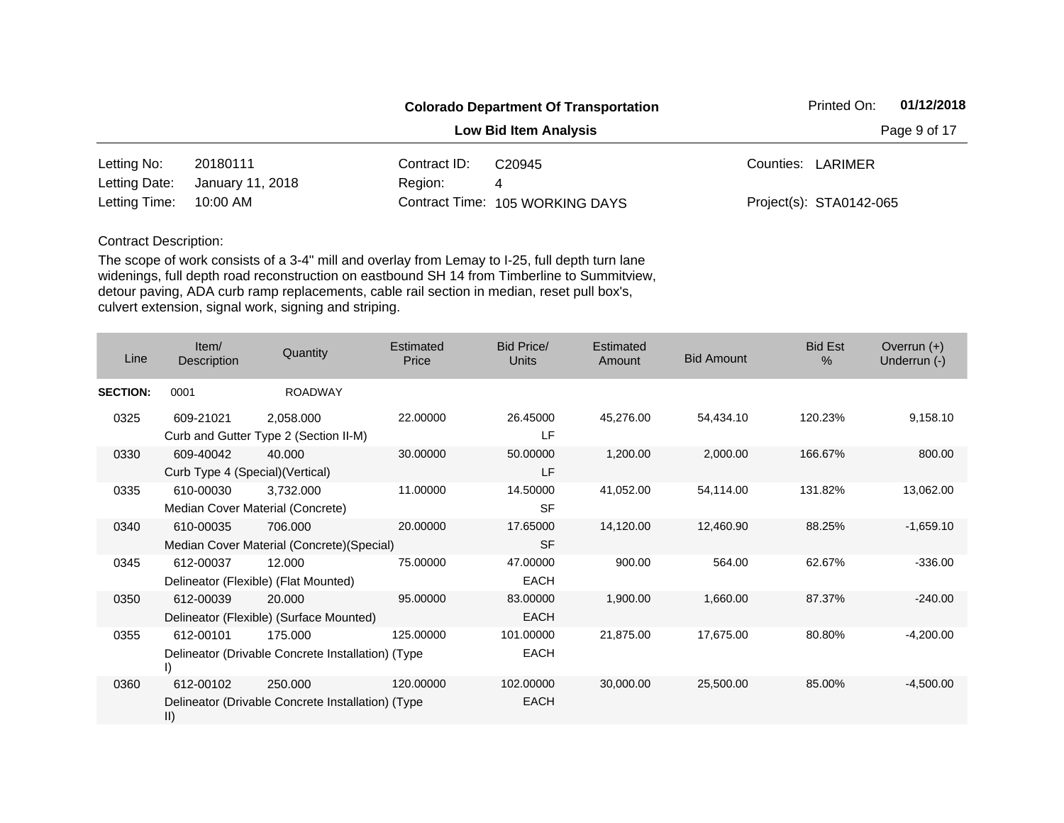**Colorado Department Of Transportation**

**Low Bid Item Analysis**

Printed On: **01/12/2018**

| | | | | | |
|---|---|---|---|---|---|
| Letting No: | 20180111 | Contract ID: | C20945 | Counties: | LARIMER |
| Letting Date: | January 11, 2018 | Region: | 4 | | |
| Letting Time: | 10:00 AM | Contract Time: | 105 WORKING DAYS | Project(s): | STA0142-065 |

Contract Description:

The scope of work consists of a 3-4" mill and overlay from Lemay to I-25, full depth turn lane widenings, full depth road reconstruction on eastbound SH 14 from Timberline to Summitview, detour paving, ADA curb ramp replacements, cable rail section in median, reset pull box's, culvert extension, signal work, signing and striping.

| Line | Item/ Description | Quantity | Estimated Price | Bid Price/ Units | Estimated Amount | Bid Amount | Bid Est % | Overrun (+) Underrun (-) |
|---|---|---|---|---|---|---|---|---|
| **SECTION:** | 0001 | ROADWAY | | | | | | |
| 0325 | 609-21021 Curb and Gutter Type 2 (Section II-M) | 2,058.000 | 22.00000 | 26.45000 LF | 45,276.00 | 54,434.10 | 120.23% | 9,158.10 |
| 0330 | 609-40042 Curb Type 4 (Special)(Vertical) | 40.000 | 30.00000 | 50.00000 LF | 1,200.00 | 2,000.00 | 166.67% | 800.00 |
| 0335 | 610-00030 Median Cover Material (Concrete) | 3,732.000 | 11.00000 | 14.50000 SF | 41,052.00 | 54,114.00 | 131.82% | 13,062.00 |
| 0340 | 610-00035 Median Cover Material (Concrete)(Special) | 706.000 | 20.00000 | 17.65000 SF | 14,120.00 | 12,460.90 | 88.25% | -1,659.10 |
| 0345 | 612-00037 Delineator (Flexible) (Flat Mounted) | 12.000 | 75.00000 | 47.00000 EACH | 900.00 | 564.00 | 62.67% | -336.00 |
| 0350 | 612-00039 Delineator (Flexible) (Surface Mounted) | 20.000 | 95.00000 | 83.00000 EACH | 1,900.00 | 1,660.00 | 87.37% | -240.00 |
| 0355 | 612-00101 Delineator (Drivable Concrete Installation) (Type I) | 175.000 | 125.00000 | 101.00000 EACH | 21,875.00 | 17,675.00 | 80.80% | -4,200.00 |
| 0360 | 612-00102 Delineator (Drivable Concrete Installation) (Type II) | 250.000 | 120.00000 | 102.00000 EACH | 30,000.00 | 25,500.00 | 85.00% | -4,500.00 |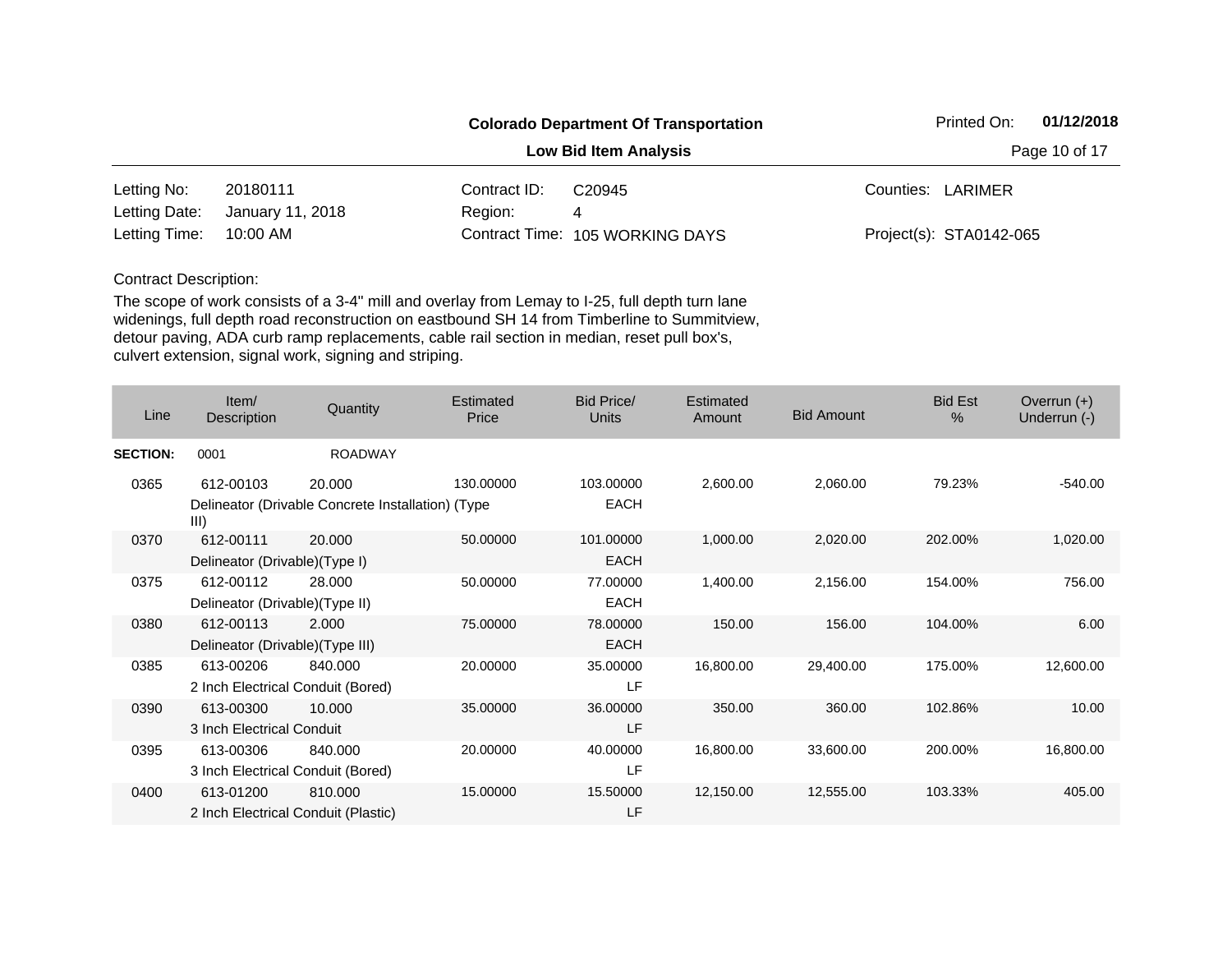**Colorado Department Of Transportation**

**Low Bid Item Analysis**

Printed On: **01/12/2018**

| | | | | | |
|---|---|---|---|---|---|
| Letting No: | 20180111 | Contract ID: | C20945 | Counties: | LARIMER |
| Letting Date: | January 11, 2018 | Region: | 4 | | |
| Letting Time: | 10:00 AM | Contract Time: | 105 WORKING DAYS | Project(s): | STA0142-065 |

Contract Description:

The scope of work consists of a 3-4" mill and overlay from Lemay to I-25, full depth turn lane widenings, full depth road reconstruction on eastbound SH 14 from Timberline to Summitview, detour paving, ADA curb ramp replacements, cable rail section in median, reset pull box's, culvert extension, signal work, signing and striping.

| Line | Item/ Description | Quantity | Estimated Price | Bid Price/ Units | Estimated Amount | Bid Amount | Bid Est % | Overrun (+) Underrun (-) |
|---|---|---|---|---|---|---|---|---|
| **SECTION:** | 0001 | ROADWAY | | | | | | |
| 0365 | 612-00103 Delineator (Drivable Concrete Installation) (Type III) | 20.000 | 130.00000 | 103.00000 EACH | 2,600.00 | 2,060.00 | 79.23% | -540.00 |
| 0370 | 612-00111 Delineator (Drivable)(Type I) | 20.000 | 50.00000 | 101.00000 EACH | 1,000.00 | 2,020.00 | 202.00% | 1,020.00 |
| 0375 | 612-00112 Delineator (Drivable)(Type II) | 28.000 | 50.00000 | 77.00000 EACH | 1,400.00 | 2,156.00 | 154.00% | 756.00 |
| 0380 | 612-00113 Delineator (Drivable)(Type III) | 2.000 | 75.00000 | 78.00000 EACH | 150.00 | 156.00 | 104.00% | 6.00 |
| 0385 | 613-00206 2 Inch Electrical Conduit (Bored) | 840.000 | 20.00000 | 35.00000 LF | 16,800.00 | 29,400.00 | 175.00% | 12,600.00 |
| 0390 | 613-00300 3 Inch Electrical Conduit | 10.000 | 35.00000 | 36.00000 LF | 350.00 | 360.00 | 102.86% | 10.00 |
| 0395 | 613-00306 3 Inch Electrical Conduit (Bored) | 840.000 | 20.00000 | 40.00000 LF | 16,800.00 | 33,600.00 | 200.00% | 16,800.00 |
| 0400 | 613-01200 2 Inch Electrical Conduit (Plastic) | 810.000 | 15.00000 | 15.50000 LF | 12,150.00 | 12,555.00 | 103.33% | 405.00 |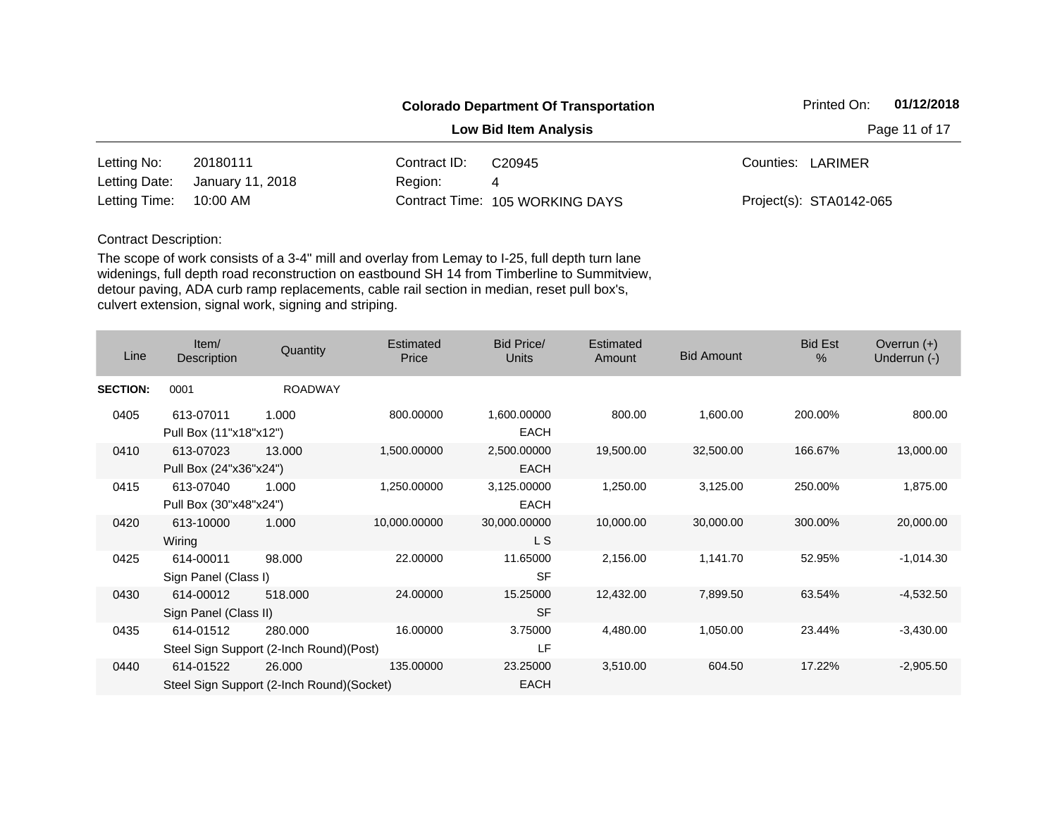**Colorado Department Of Transportation**

**Low Bid Item Analysis**

Printed On: **01/12/2018**

| | | | | | |
|---|---|---|---|---|---|
| Letting No: | 20180111 | Contract ID: | C20945 | Counties: | LARIMER |
| Letting Date: | January 11, 2018 | Region: | 4 | | |
| Letting Time: | 10:00 AM | Contract Time: | 105 WORKING DAYS | Project(s): | STA0142-065 |

Contract Description:

The scope of work consists of a 3-4" mill and overlay from Lemay to I-25, full depth turn lane widenings, full depth road reconstruction on eastbound SH 14 from Timberline to Summitview, detour paving, ADA curb ramp replacements, cable rail section in median, reset pull box's, culvert extension, signal work, signing and striping.

| Line | Item/ Description | Quantity | Estimated Price | Bid Price/ Units | Estimated Amount | Bid Amount | Bid Est % | Overrun (+) Underrun (-) |
|---|---|---|---|---|---|---|---|---|
| **SECTION:** | 0001 | ROADWAY | | | | | | |
| 0405 | 613-07011 Pull Box (11"x18"x12") | 1.000 | 800.00000 | 1,600.00000 EACH | 800.00 | 1,600.00 | 200.00% | 800.00 |
| 0410 | 613-07023 Pull Box (24"x36"x24") | 13.000 | 1,500.00000 | 2,500.00000 EACH | 19,500.00 | 32,500.00 | 166.67% | 13,000.00 |
| 0415 | 613-07040 Pull Box (30"x48"x24") | 1.000 | 1,250.00000 | 3,125.00000 EACH | 1,250.00 | 3,125.00 | 250.00% | 1,875.00 |
| 0420 | 613-10000 Wiring | 1.000 | 10,000.00000 | 30,000.00000 L S | 10,000.00 | 30,000.00 | 300.00% | 20,000.00 |
| 0425 | 614-00011 Sign Panel (Class I) | 98.000 | 22.00000 | 11.65000 SF | 2,156.00 | 1,141.70 | 52.95% | -1,014.30 |
| 0430 | 614-00012 Sign Panel (Class II) | 518.000 | 24.00000 | 15.25000 SF | 12,432.00 | 7,899.50 | 63.54% | -4,532.50 |
| 0435 | 614-01512 Steel Sign Support (2-Inch Round)(Post) | 280.000 | 16.00000 | 3.75000 LF | 4,480.00 | 1,050.00 | 23.44% | -3,430.00 |
| 0440 | 614-01522 Steel Sign Support (2-Inch Round)(Socket) | 26.000 | 135.00000 | 23.25000 EACH | 3,510.00 | 604.50 | 17.22% | -2,905.50 |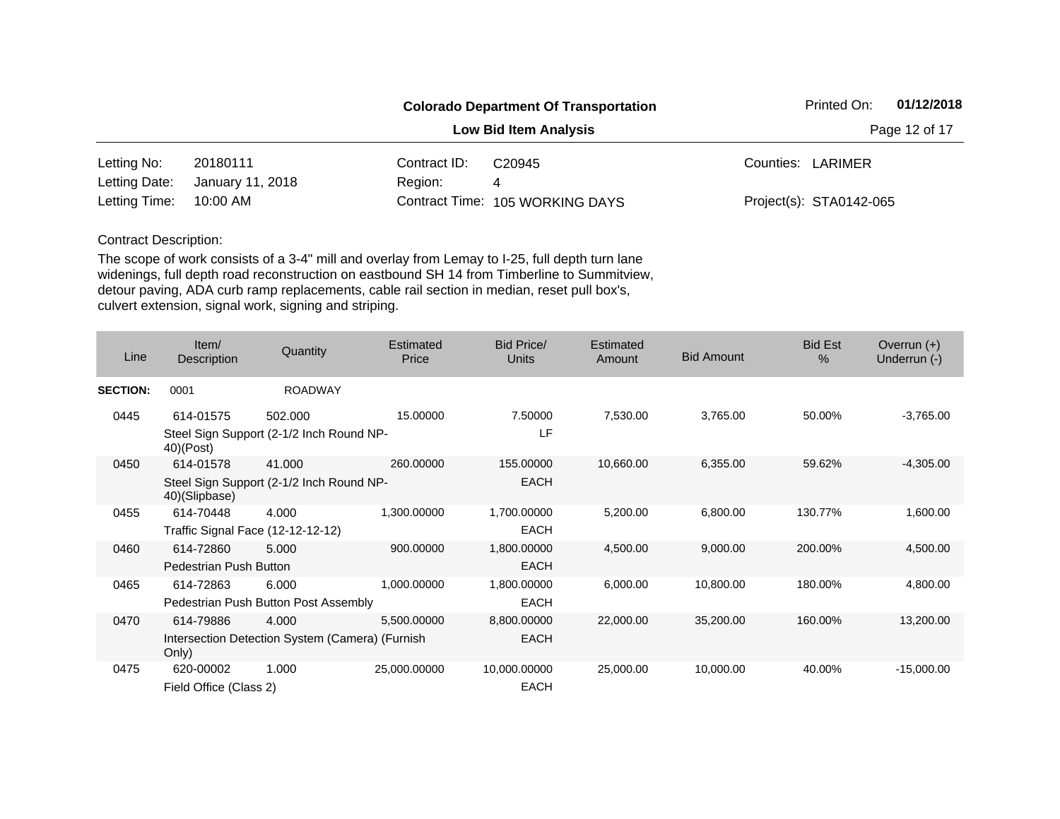**Colorado Department Of Transportation**

Printed On: **01/12/2018**

**Low Bid Item Analysis**

| | | | | | |
|---|---|---|---|---|---|
| Letting No: | 20180111 | Contract ID: | C20945 | Counties: | LARIMER |
| Letting Date: | January 11, 2018 | Region: | 4 | | |
| Letting Time: | 10:00 AM | Contract Time: | 105 WORKING DAYS | Project(s): | STA0142-065 |

Contract Description:

The scope of work consists of a 3-4" mill and overlay from Lemay to I-25, full depth turn lane widenings, full depth road reconstruction on eastbound SH 14 from Timberline to Summitview, detour paving, ADA curb ramp replacements, cable rail section in median, reset pull box's, culvert extension, signal work, signing and striping.

| Line | Item/ Description | Quantity | Estimated Price | Bid Price/ Units | Estimated Amount | Bid Amount | Bid Est % | Overrun (+) Underrun (-) |
|---|---|---|---|---|---|---|---|---|
| **SECTION:** | 0001 | ROADWAY | | | | | | |
| 0445 | 614-01575 Steel Sign Support (2-1/2 Inch Round NP-40)(Post) | 502.000 | 15.00000 | 7.50000 LF | 7,530.00 | 3,765.00 | 50.00% | -3,765.00 |
| 0450 | 614-01578 Steel Sign Support (2-1/2 Inch Round NP-40)(Slipbase) | 41.000 | 260.00000 | 155.00000 EACH | 10,660.00 | 6,355.00 | 59.62% | -4,305.00 |
| 0455 | 614-70448 Traffic Signal Face (12-12-12-12) | 4.000 | 1,300.00000 | 1,700.00000 EACH | 5,200.00 | 6,800.00 | 130.77% | 1,600.00 |
| 0460 | 614-72860 Pedestrian Push Button | 5.000 | 900.00000 | 1,800.00000 EACH | 4,500.00 | 9,000.00 | 200.00% | 4,500.00 |
| 0465 | 614-72863 Pedestrian Push Button Post Assembly | 6.000 | 1,000.00000 | 1,800.00000 EACH | 6,000.00 | 10,800.00 | 180.00% | 4,800.00 |
| 0470 | 614-79886 Intersection Detection System (Camera) (Furnish Only) | 4.000 | 5,500.00000 | 8,800.00000 EACH | 22,000.00 | 35,200.00 | 160.00% | 13,200.00 |
| 0475 | 620-00002 Field Office (Class 2) | 1.000 | 25,000.00000 | 10,000.00000 EACH | 25,000.00 | 10,000.00 | 40.00% | -15,000.00 |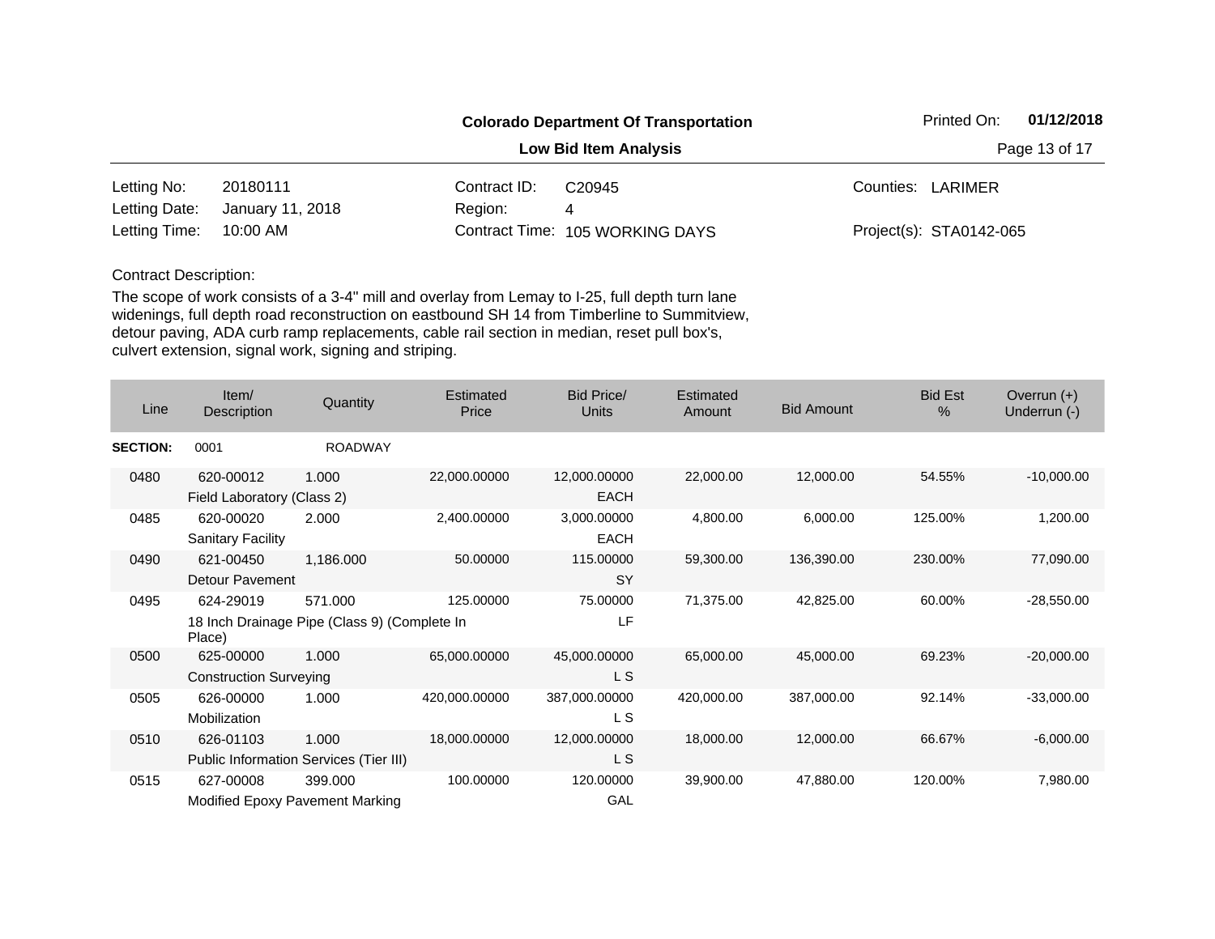**Colorado Department Of Transportation**

**Low Bid Item Analysis**

Printed On: **01/12/2018**

| | | | | | |
|---|---|---|---|---|---|
| Letting No: | 20180111 | Contract ID: | C20945 | Counties: | LARIMER |
| Letting Date: | January 11, 2018 | Region: | 4 | | |
| Letting Time: | 10:00 AM | Contract Time: | 105 WORKING DAYS | Project(s): | STA0142-065 |

Contract Description:

The scope of work consists of a 3-4" mill and overlay from Lemay to I-25, full depth turn lane widenings, full depth road reconstruction on eastbound SH 14 from Timberline to Summitview, detour paving, ADA curb ramp replacements, cable rail section in median, reset pull box's, culvert extension, signal work, signing and striping.

| Line | Item/ Description | Quantity | Estimated Price | Bid Price/ Units | Estimated Amount | Bid Amount | Bid Est % | Overrun (+) Underrun (-) |
|---|---|---|---|---|---|---|---|---|
| **SECTION:** | 0001 | ROADWAY | | | | | | |
| 0480 | 620-00012 Field Laboratory (Class 2) | 1.000 | 22,000.00000 | 12,000.00000 EACH | 22,000.00 | 12,000.00 | 54.55% | -10,000.00 |
| 0485 | 620-00020 Sanitary Facility | 2.000 | 2,400.00000 | 3,000.00000 EACH | 4,800.00 | 6,000.00 | 125.00% | 1,200.00 |
| 0490 | 621-00450 Detour Pavement | 1,186.000 | 50.00000 | 115.00000 SY | 59,300.00 | 136,390.00 | 230.00% | 77,090.00 |
| 0495 | 624-29019 18 Inch Drainage Pipe (Class 9) (Complete In Place) | 571.000 | 125.00000 | 75.00000 LF | 71,375.00 | 42,825.00 | 60.00% | -28,550.00 |
| 0500 | 625-00000 Construction Surveying | 1.000 | 65,000.00000 | 45,000.00000 L S | 65,000.00 | 45,000.00 | 69.23% | -20,000.00 |
| 0505 | 626-00000 Mobilization | 1.000 | 420,000.00000 | 387,000.00000 L S | 420,000.00 | 387,000.00 | 92.14% | -33,000.00 |
| 0510 | 626-01103 Public Information Services (Tier III) | 1.000 | 18,000.00000 | 12,000.00000 L S | 18,000.00 | 12,000.00 | 66.67% | -6,000.00 |
| 0515 | 627-00008 Modified Epoxy Pavement Marking | 399.000 | 100.00000 | 120.00000 GAL | 39,900.00 | 47,880.00 | 120.00% | 7,980.00 |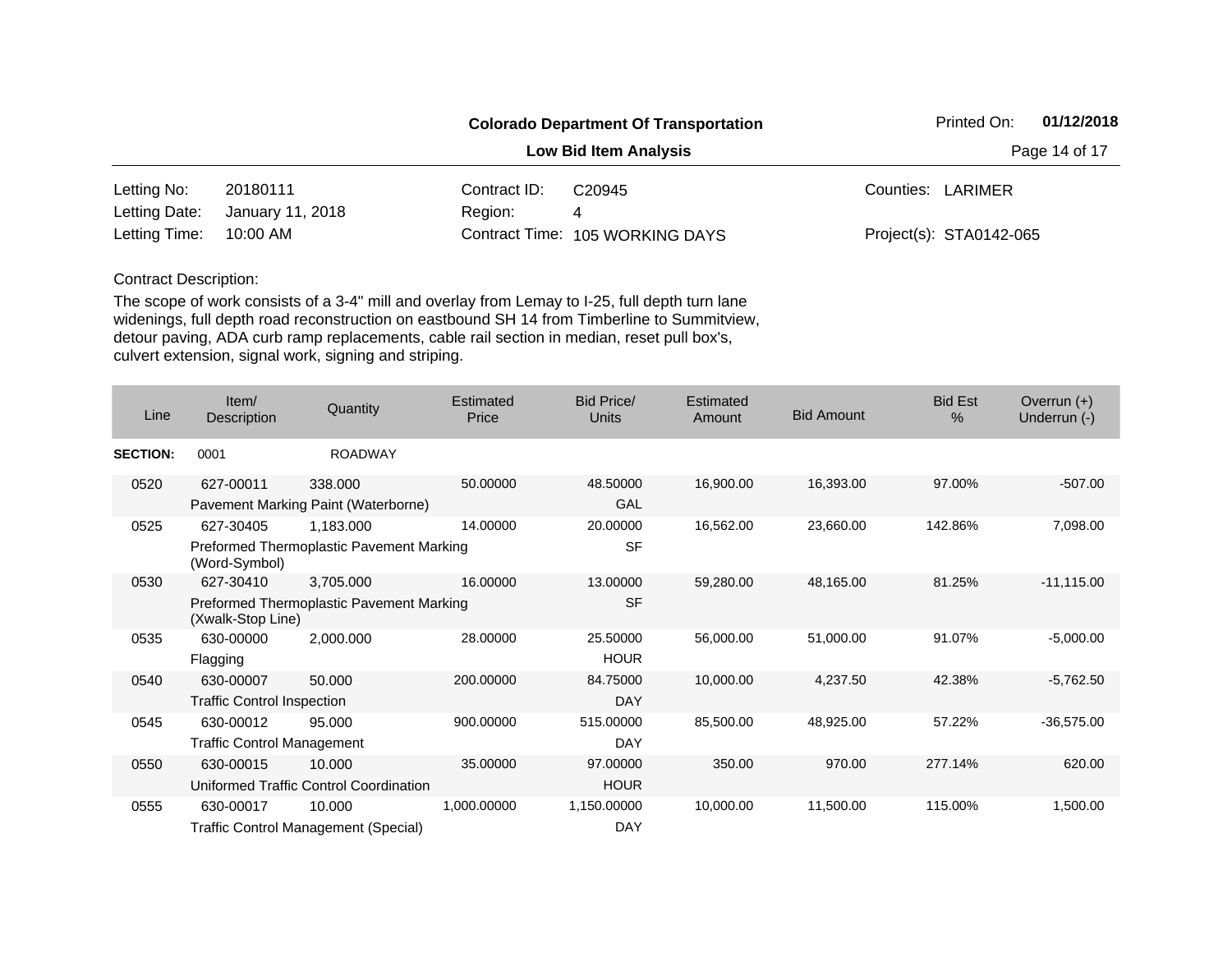**Colorado Department Of Transportation**

**Low Bid Item Analysis**

Printed On: **01/12/2018**

| | | | | | |
|---|---|---|---|---|---|
| Letting No: | 20180111 | Contract ID: | C20945 | Counties: | LARIMER |
| Letting Date: | January 11, 2018 | Region: | 4 | | |
| Letting Time: | 10:00 AM | Contract Time: | 105 WORKING DAYS | Project(s): | STA0142-065 |

Contract Description:

The scope of work consists of a 3-4" mill and overlay from Lemay to I-25, full depth turn lane widenings, full depth road reconstruction on eastbound SH 14 from Timberline to Summitview, detour paving, ADA curb ramp replacements, cable rail section in median, reset pull box's, culvert extension, signal work, signing and striping.

| Line | Item/ Description | Quantity | Estimated Price | Bid Price/ Units | Estimated Amount | Bid Amount | Bid Est % | Overrun (+) Underrun (-) |
|---|---|---|---|---|---|---|---|---|
| **SECTION:** | 0001 | ROADWAY | | | | | | |
| 0520 | 627-00011 Pavement Marking Paint (Waterborne) | 338.000 | 50.00000 | 48.50000 GAL | 16,900.00 | 16,393.00 | 97.00% | -507.00 |
| 0525 | 627-30405 Preformed Thermoplastic Pavement Marking (Word-Symbol) | 1,183.000 | 14.00000 | 20.00000 SF | 16,562.00 | 23,660.00 | 142.86% | 7,098.00 |
| 0530 | 627-30410 Preformed Thermoplastic Pavement Marking (Xwalk-Stop Line) | 3,705.000 | 16.00000 | 13.00000 SF | 59,280.00 | 48,165.00 | 81.25% | -11,115.00 |
| 0535 | 630-00000 Flagging | 2,000.000 | 28.00000 | 25.50000 HOUR | 56,000.00 | 51,000.00 | 91.07% | -5,000.00 |
| 0540 | 630-00007 Traffic Control Inspection | 50.000 | 200.00000 | 84.75000 DAY | 10,000.00 | 4,237.50 | 42.38% | -5,762.50 |
| 0545 | 630-00012 Traffic Control Management | 95.000 | 900.00000 | 515.00000 DAY | 85,500.00 | 48,925.00 | 57.22% | -36,575.00 |
| 0550 | 630-00015 Uniformed Traffic Control Coordination | 10.000 | 35.00000 | 97.00000 HOUR | 350.00 | 970.00 | 277.14% | 620.00 |
| 0555 | 630-00017 Traffic Control Management (Special) | 10.000 | 1,000.00000 | 1,150.00000 DAY | 10,000.00 | 11,500.00 | 115.00% | 1,500.00 |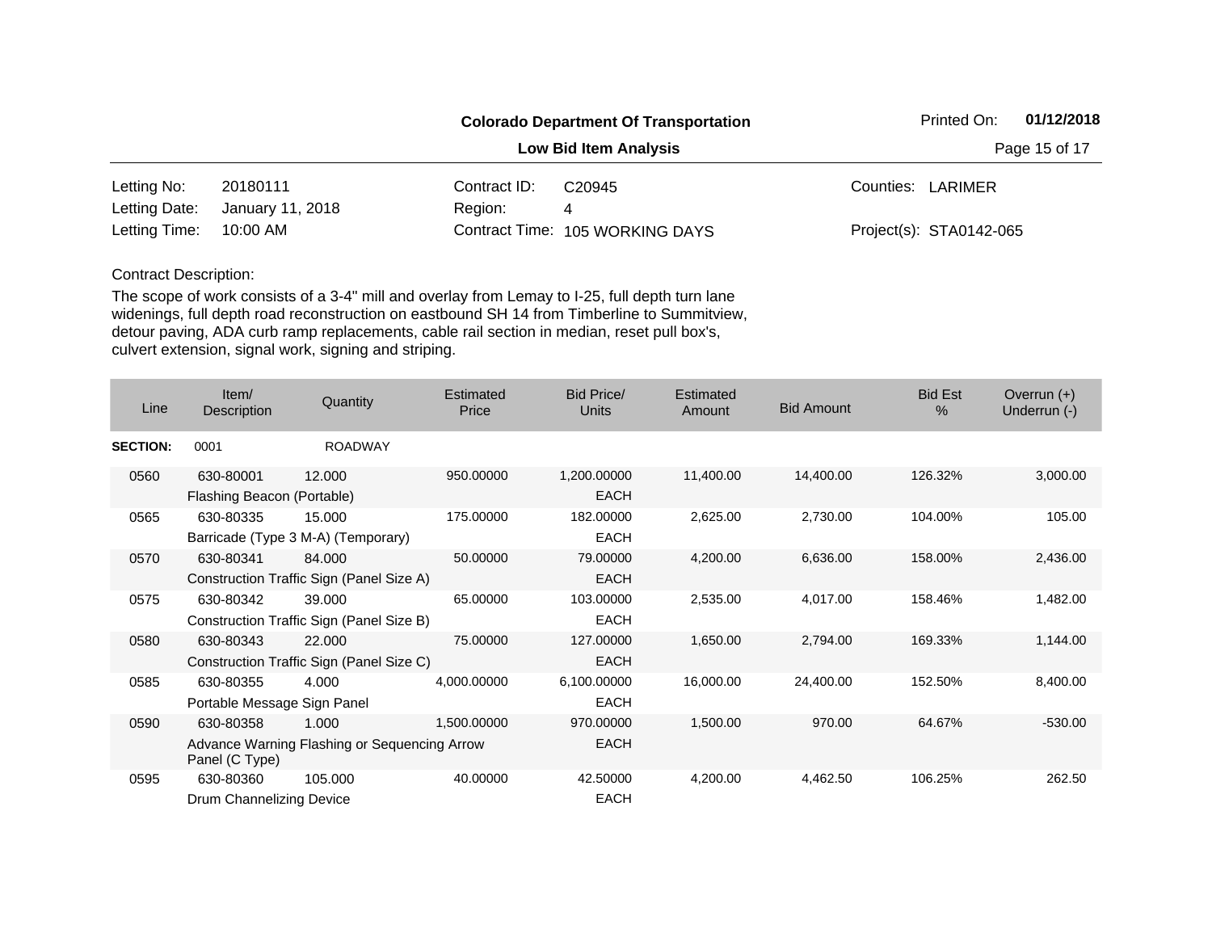**Colorado Department Of Transportation**

**Low Bid Item Analysis**

Printed On: **01/12/2018**

| | | | | | |
|---|---|---|---|---|---|
| Letting No: | 20180111 | Contract ID: | C20945 | Counties: | LARIMER |
| Letting Date: | January 11, 2018 | Region: | 4 | | |
| Letting Time: | 10:00 AM | Contract Time: | 105 WORKING DAYS | Project(s): | STA0142-065 |

Contract Description:

The scope of work consists of a 3-4" mill and overlay from Lemay to I-25, full depth turn lane widenings, full depth road reconstruction on eastbound SH 14 from Timberline to Summitview, detour paving, ADA curb ramp replacements, cable rail section in median, reset pull box's, culvert extension, signal work, signing and striping.

| Line | Item/ Description | Quantity | Estimated Price | Bid Price/ Units | Estimated Amount | Bid Amount | Bid Est % | Overrun (+) Underrun (-) |
|---|---|---|---|---|---|---|---|---|
| **SECTION:** | 0001 | ROADWAY | | | | | | |
| 0560 | 630-80001 Flashing Beacon (Portable) | 12.000 | 950.00000 | 1,200.00000 EACH | 11,400.00 | 14,400.00 | 126.32% | 3,000.00 |
| 0565 | 630-80335 Barricade (Type 3 M-A) (Temporary) | 15.000 | 175.00000 | 182.00000 EACH | 2,625.00 | 2,730.00 | 104.00% | 105.00 |
| 0570 | 630-80341 Construction Traffic Sign (Panel Size A) | 84.000 | 50.00000 | 79.00000 EACH | 4,200.00 | 6,636.00 | 158.00% | 2,436.00 |
| 0575 | 630-80342 Construction Traffic Sign (Panel Size B) | 39.000 | 65.00000 | 103.00000 EACH | 2,535.00 | 4,017.00 | 158.46% | 1,482.00 |
| 0580 | 630-80343 Construction Traffic Sign (Panel Size C) | 22.000 | 75.00000 | 127.00000 EACH | 1,650.00 | 2,794.00 | 169.33% | 1,144.00 |
| 0585 | 630-80355 Portable Message Sign Panel | 4.000 | 4,000.00000 | 6,100.00000 EACH | 16,000.00 | 24,400.00 | 152.50% | 8,400.00 |
| 0590 | 630-80358 Advance Warning Flashing or Sequencing Arrow Panel (C Type) | 1.000 | 1,500.00000 | 970.00000 EACH | 1,500.00 | 970.00 | 64.67% | -530.00 |
| 0595 | 630-80360 Drum Channelizing Device | 105.000 | 40.00000 | 42.50000 EACH | 4,200.00 | 4,462.50 | 106.25% | 262.50 |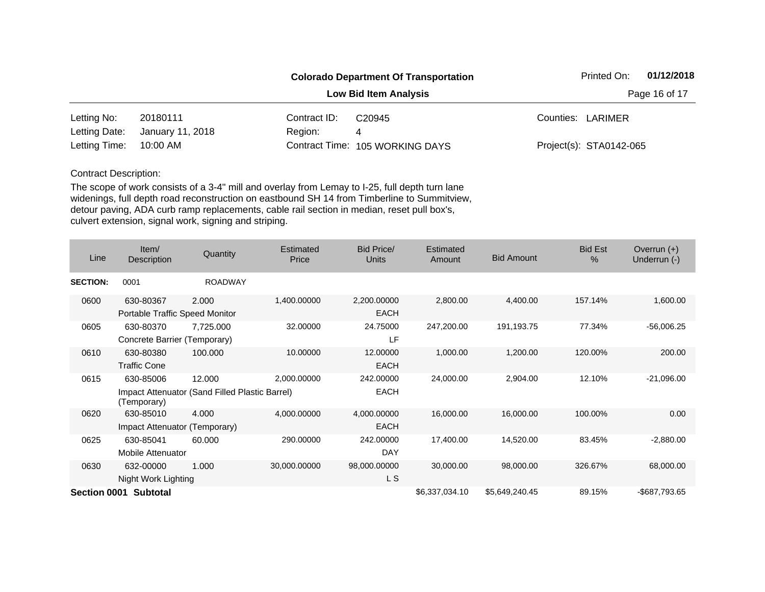**Colorado Department Of Transportation**

**Low Bid Item Analysis**

Printed On: **01/12/2018**

| | | | | | |
|---|---|---|---|---|---|
| Letting No: | 20180111 | Contract ID: | C20945 | Counties: | LARIMER |
| Letting Date: | January 11, 2018 | Region: | 4 | | |
| Letting Time: | 10:00 AM | Contract Time: | 105 WORKING DAYS | Project(s): | STA0142-065 |

Contract Description:

The scope of work consists of a 3-4" mill and overlay from Lemay to I-25, full depth turn lane widenings, full depth road reconstruction on eastbound SH 14 from Timberline to Summitview, detour paving, ADA curb ramp replacements, cable rail section in median, reset pull box's, culvert extension, signal work, signing and striping.

| Line | Item/ Description | Quantity | Estimated Price | Bid Price/ Units | Estimated Amount | Bid Amount | Bid Est % | Overrun (+) Underrun (-) |
|---|---|---|---|---|---|---|---|---|
| **SECTION:** | 0001 | ROADWAY | | | | | | |
| 0600 | 630-80367 Portable Traffic Speed Monitor | 2.000 | 1,400.00000 | 2,200.00000 EACH | 2,800.00 | 4,400.00 | 157.14% | 1,600.00 |
| 0605 | 630-80370 Concrete Barrier (Temporary) | 7,725.000 | 32.00000 | 24.75000 LF | 247,200.00 | 191,193.75 | 77.34% | -56,006.25 |
| 0610 | 630-80380 Traffic Cone | 100.000 | 10.00000 | 12.00000 EACH | 1,000.00 | 1,200.00 | 120.00% | 200.00 |
| 0615 | 630-85006 Impact Attenuator (Sand Filled Plastic Barrel) (Temporary) | 12.000 | 2,000.00000 | 242.00000 EACH | 24,000.00 | 2,904.00 | 12.10% | -21,096.00 |
| 0620 | 630-85010 Impact Attenuator (Temporary) | 4.000 | 4,000.00000 | 4,000.00000 EACH | 16,000.00 | 16,000.00 | 100.00% | 0.00 |
| 0625 | 630-85041 Mobile Attenuator | 60.000 | 290.00000 | 242.00000 DAY | 17,400.00 | 14,520.00 | 83.45% | -2,880.00 |
| 0630 | 632-00000 Night Work Lighting | 1.000 | 30,000.00000 | 98,000.00000 L S | 30,000.00 | 98,000.00 | 326.67% | 68,000.00 |
| **Section 0001 Subtotal** | | | | | $6,337,034.10 | $5,649,240.45 | 89.15% | -$687,793.65 |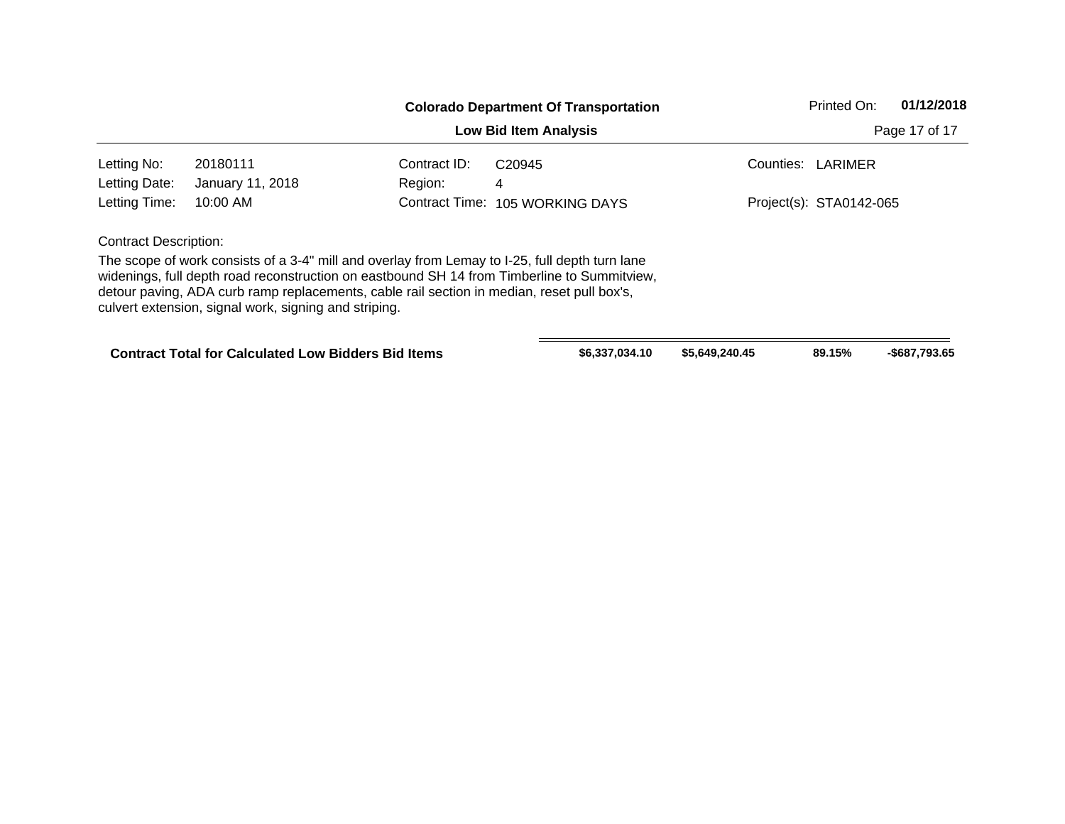**Colorado Department Of Transportation**

**Low Bid Item Analysis**

| | | | | | |
|---|---|---|---|---|---|
| Letting No: | 20180111 | Contract ID: | C20945 | Counties: | LARIMER |
| Letting Date: | January 11, 2018 | Region: | 4 | | |
| Letting Time: | 10:00 AM | Contract Time: | 105 WORKING DAYS | Project(s): | STA0142-065 |

Contract Description:

The scope of work consists of a 3-4" mill and overlay from Lemay to I-25, full depth turn lane widenings, full depth road reconstruction on eastbound SH 14 from Timberline to Summitview, detour paving, ADA curb ramp replacements, cable rail section in median, reset pull box's, culvert extension, signal work, signing and striping.

| | | | | |
|---|---|---|---|---|
| **Contract Total for Calculated Low Bidders Bid Items** | **$6,337,034.10** | **$5,649,240.45** | **89.15%** | **-$687,793.65** |